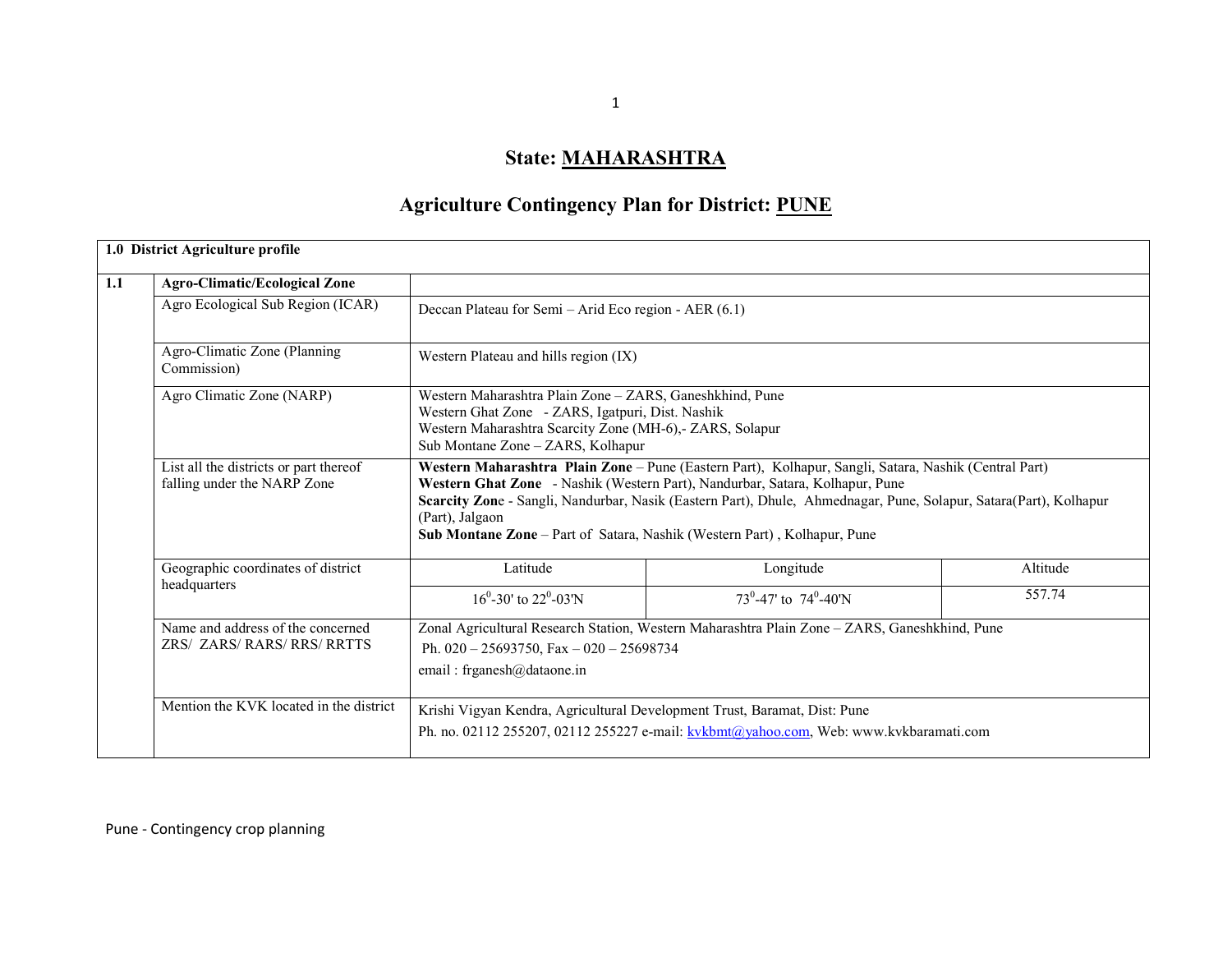# State: MAHARASHTRA

## Agriculture Contingency Plan for District: PUNE

| 1.0 District Agriculture profile | | | | |
|---|---|---|---|---|
| **1.1** | **Agro-Climatic/Ecological Zone** | | | |
| | Agro Ecological Sub Region (ICAR) | Deccan Plateau for Semi – Arid Eco region - AER (6.1) | | |
| | Agro-Climatic Zone (Planning Commission) | Western Plateau and hills region (IX) | | |
| | Agro Climatic Zone (NARP) | Western Maharashtra Plain Zone – ZARS, Ganeshkhind, Pune<br>Western Ghat Zone - ZARS, Igatpuri, Dist. Nashik<br>Western Maharashtra Scarcity Zone (MH-6),- ZARS, Solapur<br>Sub Montane Zone – ZARS, Kolhapur | | |
| | List all the districts or part thereof falling under the NARP Zone | **Western Maharashtra Plain Zone** – Pune (Eastern Part), Kolhapur, Sangli, Satara, Nashik (Central Part)<br>**Western Ghat Zone** - Nashik (Western Part), Nandurbar, Satara, Kolhapur, Pune<br>**Scarcity Zon**e - Sangli, Nandurbar, Nasik (Eastern Part), Dhule, Ahmednagar, Pune, Solapur, Satara(Part), Kolhapur (Part), Jalgaon<br>**Sub Montane Zone** – Part of Satara, Nashik (Western Part) , Kolhapur, Pune | | |
| | Geographic coordinates of district headquarters | Latitude | Longitude | Altitude |
| | | $16^0$-30' to $22^0$-03'N | $73^0$-47' to $74^0$-40'N | 557.74 |
| | Name and address of the concerned ZRS/ ZARS/ RARS/ RRS/ RRTTS | Zonal Agricultural Research Station, Western Maharashtra Plain Zone – ZARS, Ganeshkhind, Pune<br>Ph. 020 – 25693750, Fax – 020 – 25698734<br>email : frganesh@dataone.in | | |
| | Mention the KVK located in the district | Krishi Vigyan Kendra, Agricultural Development Trust, Baramat, Dist: Pune<br>Ph. no. 02112 255207, 02112 255227 e-mail: kvkbmt@yahoo.com, Web: www.kvkbaramati.com | | |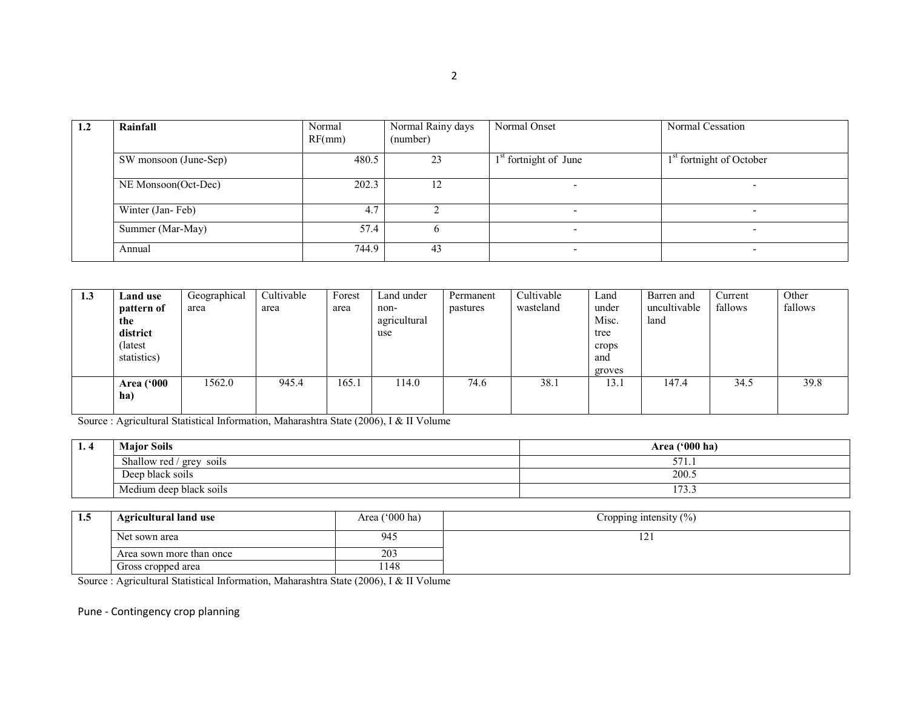| 1.2 | Rainfall | Normal RF(mm) | Normal Rainy days (number) | Normal Onset | Normal Cessation |
|---|---|---|---|---|---|
| | SW monsoon (June-Sep) | 480.5 | 23 | 1st fortnight of June | 1st fortnight of October |
| | NE Monsoon(Oct-Dec) | 202.3 | 12 | - | - |
| | Winter (Jan- Feb) | 4.7 | 2 | - | - |
| | Summer (Mar-May) | 57.4 | 6 | - | - |
| | Annual | 744.9 | 43 | - | - |

| 1.3 | Land use pattern of the district (latest statistics) | Geographical area | Cultivable area | Forest area | Land under non-agricultural use | Permanent pastures | Cultivable wasteland | Land under Misc. tree crops and groves | Barren and uncultivable land | Current fallows | Other fallows |
|---|---|---|---|---|---|---|---|---|---|---|---|
| | **Area ('000 ha)** | 1562.0 | 945.4 | 165.1 | 114.0 | 74.6 | 38.1 | 13.1 | 147.4 | 34.5 | 39.8 |

Source : Agricultural Statistical Information, Maharashtra State (2006), I & II Volume

| 1. 4 | Major Soils | Area ('000 ha) |
|---|---|---|
| | Shallow red / grey soils | 571.1 |
| | Deep black soils | 200.5 |
| | Medium deep black soils | 173.3 |

| 1.5 | Agricultural land use | Area ('000 ha) | Cropping intensity (%) |
|---|---|---|---|
| | Net sown area | 945 | 121 |
| | Area sown more than once | 203 | |
| | Gross cropped area | 1148 | |

Source : Agricultural Statistical Information, Maharashtra State (2006), I & II Volume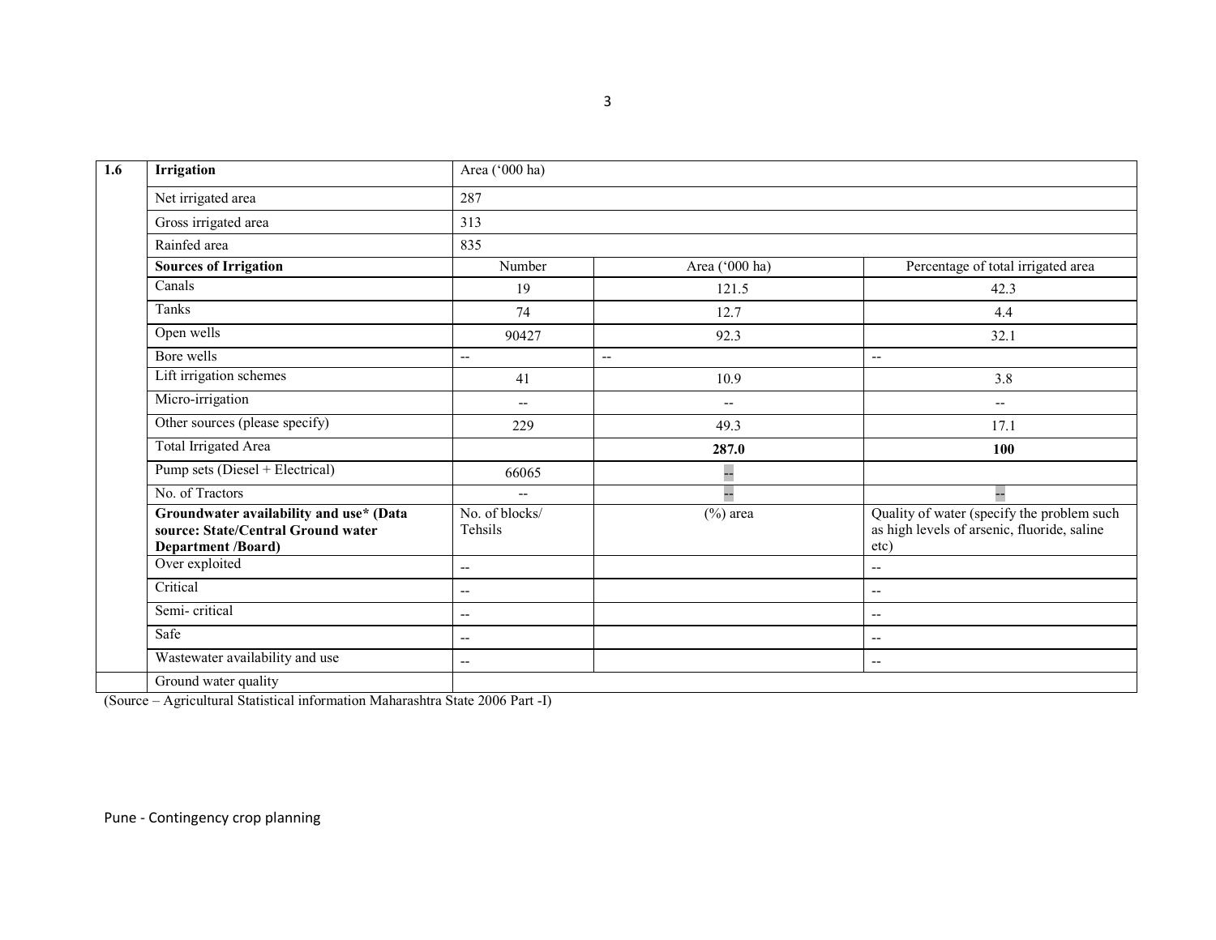| 1.6 | **Irrigation** | Area ('000 ha) | | |
|---|---|---|---|---|
| | Net irrigated area | 287 | | |
| | Gross irrigated area | 313 | | |
| | Rainfed area | 835 | | |
| | **Sources of Irrigation** | Number | Area ('000 ha) | Percentage of total irrigated area |
| | Canals | 19 | 121.5 | 42.3 |
| | Tanks | 74 | 12.7 | 4.4 |
| | Open wells | 90427 | 92.3 | 32.1 |
| | Bore wells | -- | -- | -- |
| | Lift irrigation schemes | 41 | 10.9 | 3.8 |
| | Micro-irrigation | -- | -- | -- |
| | Other sources (please specify) | 229 | 49.3 | 17.1 |
| | Total Irrigated Area | | **287.0** | **100** |
| | Pump sets (Diesel + Electrical) | 66065 | -- | |
| | No. of Tractors | -- | -- | -- |
| | **Groundwater availability and use* (Data source: State/Central Ground water Department /Board)** | No. of blocks/ Tehsils | (%) area | Quality of water (specify the problem such as high levels of arsenic, fluoride, saline etc) |
| | Over exploited | -- | | -- |
| | Critical | -- | | -- |
| | Semi- critical | -- | | -- |
| | Safe | -- | | -- |
| | Wastewater availability and use | -- | | -- |
| | Ground water quality | | | |

(Source – Agricultural Statistical information Maharashtra State 2006 Part -I)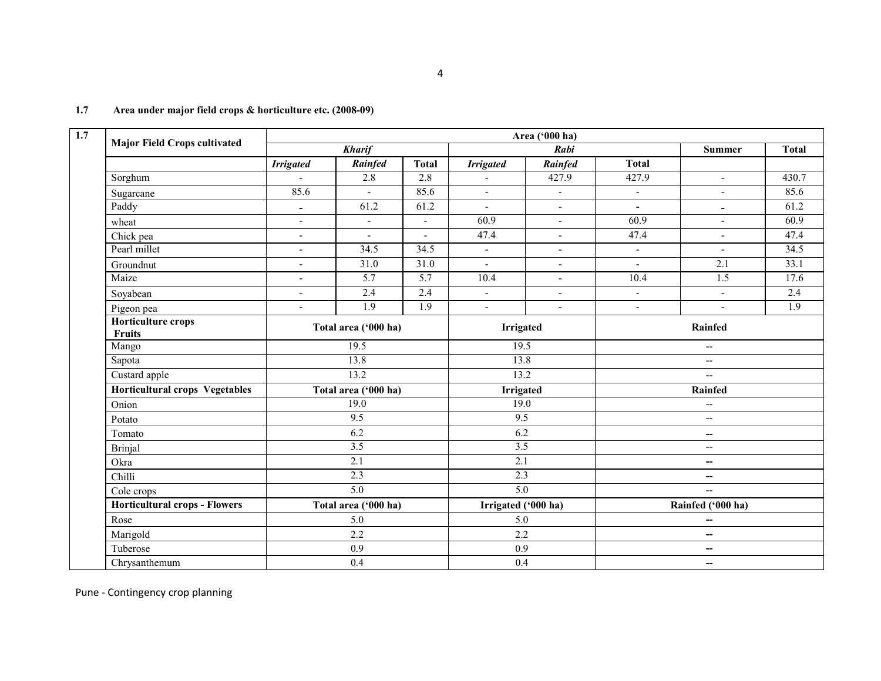**1.7 Area under major field crops & horticulture etc. (2008-09)**

| 1.7 | Major Field Crops cultivated | Area ('000 ha) | | | | | | | |
|---|---|---|---|---|---|---|---|---|---|
| | | *Kharif* | | | *Rabi* | | | Summer | Total |
| | | *Irrigated* | *Rainfed* | Total | *Irrigated* | *Rainfed* | Total | | |
| | Sorghum | - | 2.8 | 2.8 | - | 427.9 | 427.9 | - | 430.7 |
| | Sugarcane | 85.6 | - | 85.6 | - | - | - | - | 85.6 |
| | Paddy | - | 61.2 | 61.2 | - | - | - | - | 61.2 |
| | wheat | - | - | - | 60.9 | - | 60.9 | - | 60.9 |
| | Chick pea | - | - | - | 47.4 | - | 47.4 | - | 47.4 |
| | Pearl millet | - | 34.5 | 34.5 | - | - | - | - | 34.5 |
| | Groundnut | - | 31.0 | 31.0 | - | - | - | 2.1 | 33.1 |
| | Maize | - | 5.7 | 5.7 | 10.4 | - | 10.4 | 1.5 | 17.6 |
| | Soyabean | - | 2.4 | 2.4 | - | - | - | - | 2.4 |
| | Pigeon pea | - | 1.9 | 1.9 | - | - | - | - | 1.9 |
| | **Horticulture crops Fruits** | **Total area ('000 ha)** | | | **Irrigated** | | **Rainfed** | | |
| | Mango | 19.5 | | | 19.5 | | -- | | |
| | Sapota | 13.8 | | | 13.8 | | -- | | |
| | Custard apple | 13.2 | | | 13.2 | | -- | | |
| | **Horticultural crops Vegetables** | **Total area ('000 ha)** | | | **Irrigated** | | **Rainfed** | | |
| | Onion | 19.0 | | | 19.0 | | -- | | |
| | Potato | 9.5 | | | 9.5 | | -- | | |
| | Tomato | 6.2 | | | 6.2 | | -- | | |
| | Brinjal | 3.5 | | | 3.5 | | -- | | |
| | Okra | 2.1 | | | 2.1 | | -- | | |
| | Chilli | 2.3 | | | 2.3 | | -- | | |
| | Cole crops | 5.0 | | | 5.0 | | -- | | |
| | **Horticultural crops - Flowers** | **Total area ('000 ha)** | | | **Irrigated ('000 ha)** | | **Rainfed ('000 ha)** | | |
| | Rose | 5.0 | | | 5.0 | | -- | | |
| | Marigold | 2.2 | | | 2.2 | | -- | | |
| | Tuberose | 0.9 | | | 0.9 | | -- | | |
| | Chrysanthemum | 0.4 | | | 0.4 | | -- | | |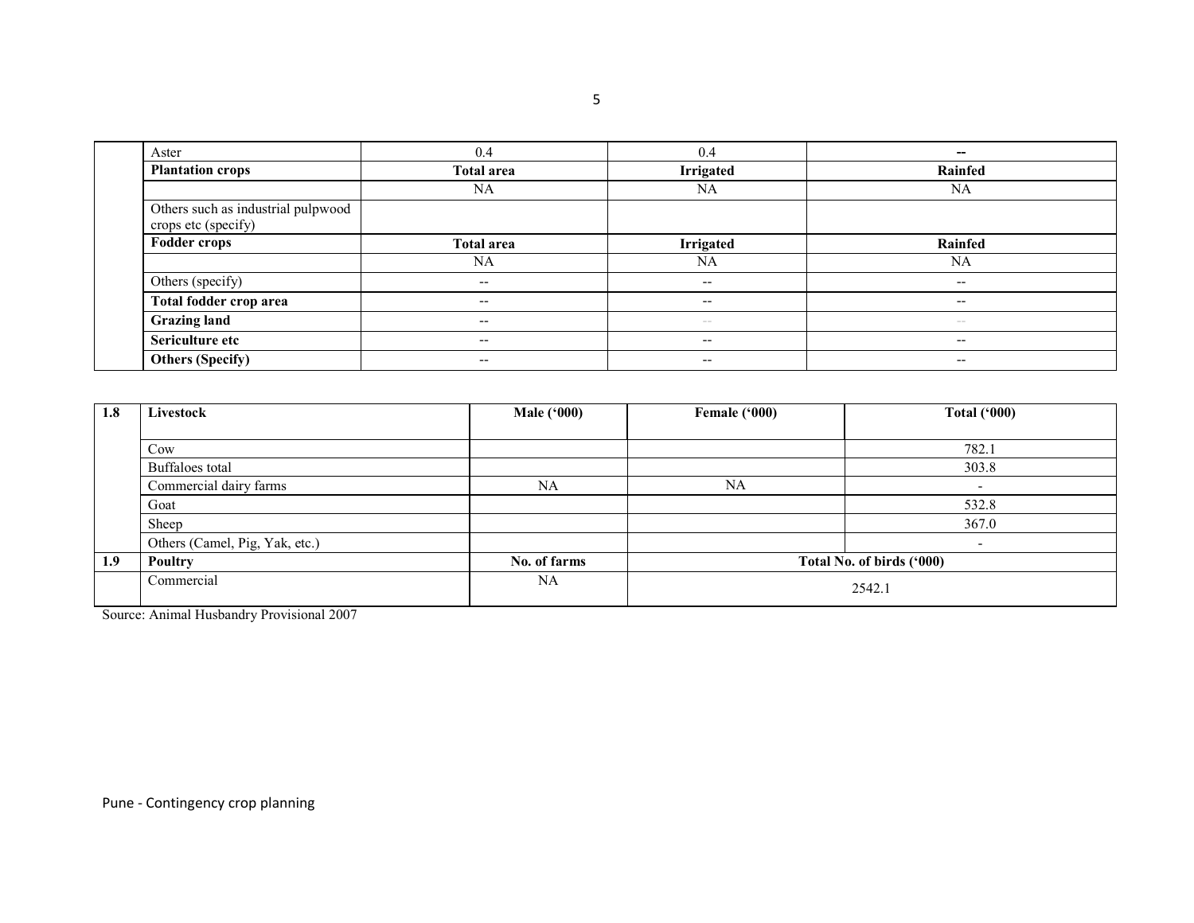| | | | | |
|---|---|---|---|---|
| | Aster | 0.4 | 0.4 | -- |
| | **Plantation crops** | **Total area** | **Irrigated** | **Rainfed** |
| | | NA | NA | NA |
| | Others such as industrial pulpwood crops etc (specify) | | | |
| | **Fodder crops** | **Total area** | **Irrigated** | **Rainfed** |
| | | NA | NA | NA |
| | Others (specify) | -- | -- | -- |
| | **Total fodder crop area** | -- | -- | -- |
| | **Grazing land** | -- | -- | -- |
| | **Sericulture etc** | -- | -- | -- |
| | **Others (Specify)** | -- | -- | -- |

| **1.8** | **Livestock** | **Male ('000)** | **Female ('000)** | **Total ('000)** |
|---|---|---|---|---|
| | Cow | | | 782.1 |
| | Buffaloes total | | | 303.8 |
| | Commercial dairy farms | NA | NA | - |
| | Goat | | | 532.8 |
| | Sheep | | | 367.0 |
| | Others (Camel, Pig, Yak, etc.) | | | - |
| **1.9** | **Poultry** | **No. of farms** | **Total No. of birds ('000)** | |
| | Commercial | NA | 2542.1 | |

Source: Animal Husbandry Provisional 2007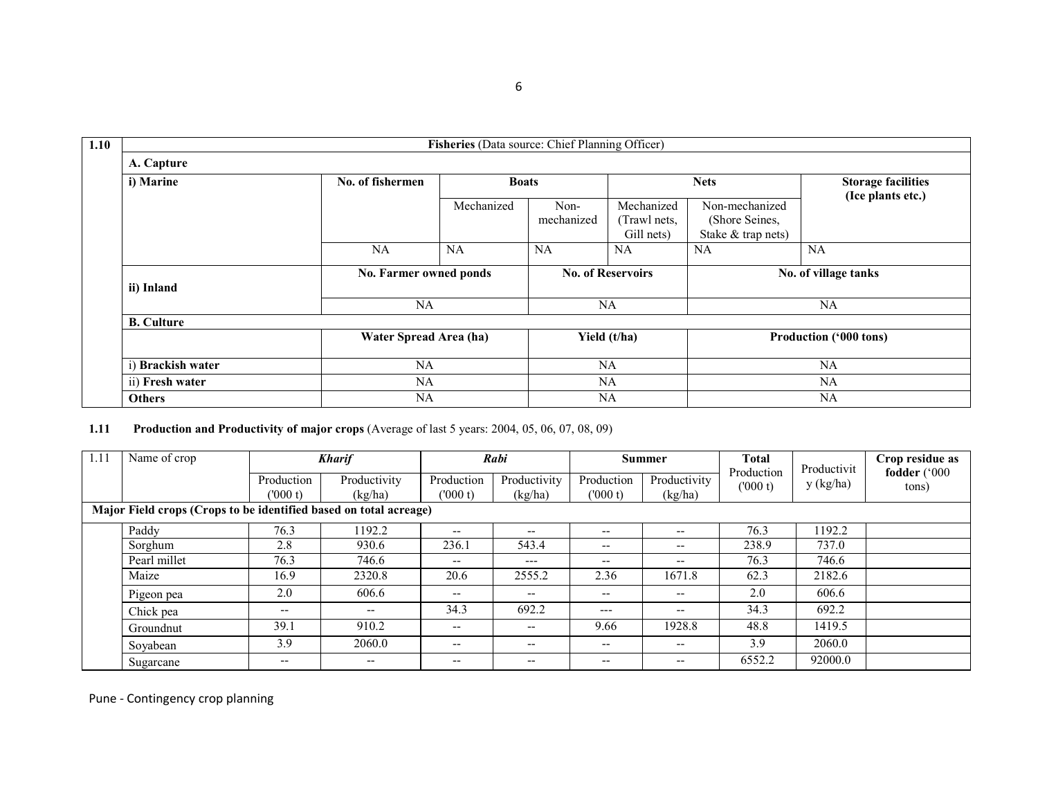| 1.10 | **Fisheries** (Data source: Chief Planning Officer) | | | | | | |
|---|---|---|---|---|---|---|---|
| | **A. Capture** | | | | | | |
| | **i) Marine** | **No. of fishermen** | **Boats** | | **Nets** | | **Storage facilities (Ice plants etc.)** |
| | | | Mechanized | Non-mechanized | Mechanized (Trawl nets, Gill nets) | Non-mechanized (Shore Seines, Stake & trap nets) | |
| | | NA | NA | NA | NA | NA | NA |
| | **ii) Inland** | **No. Farmer owned ponds** | | **No. of Reservoirs** | | **No. of village tanks** | |
| | | NA | | NA | | NA | |
| | **B. Culture** | | | | | | |
| | | **Water Spread Area (ha)** | | **Yield (t/ha)** | | **Production ('000 tons)** | |
| | i) **Brackish water** | NA | | NA | | NA | |
| | ii) **Fresh water** | NA | | NA | | NA | |
| | **Others** | NA | | NA | | NA | |

**1.11 Production and Productivity of major crops** (Average of last 5 years: 2004, 05, 06, 07, 08, 09)

| 1.11 | Name of crop | ***Kharif*** | | ***Rabi*** | | **Summer** | | **Total** Production ('000 t) | Productivity (kg/ha) | **Crop residue as fodder** ('000 tons) |
|---|---|---|---|---|---|---|---|---|---|---|
| | | Production ('000 t) | Productivity (kg/ha) | Production ('000 t) | Productivity (kg/ha) | Production ('000 t) | Productivity (kg/ha) | | | |
| **Major Field crops (Crops to be identified based on total acreage)** | | | | | | | | | | |
| | Paddy | 76.3 | 1192.2 | -- | -- | -- | -- | 76.3 | 1192.2 | |
| | Sorghum | 2.8 | 930.6 | 236.1 | 543.4 | -- | -- | 238.9 | 737.0 | |
| | Pearl millet | 76.3 | 746.6 | -- | --- | -- | -- | 76.3 | 746.6 | |
| | Maize | 16.9 | 2320.8 | 20.6 | 2555.2 | 2.36 | 1671.8 | 62.3 | 2182.6 | |
| | Pigeon pea | 2.0 | 606.6 | -- | -- | -- | -- | 2.0 | 606.6 | |
| | Chick pea | -- | -- | 34.3 | 692.2 | --- | -- | 34.3 | 692.2 | |
| | Groundnut | 39.1 | 910.2 | -- | -- | 9.66 | 1928.8 | 48.8 | 1419.5 | |
| | Soyabean | 3.9 | 2060.0 | -- | -- | -- | -- | 3.9 | 2060.0 | |
| | Sugarcane | -- | -- | -- | -- | -- | -- | 6552.2 | 92000.0 | |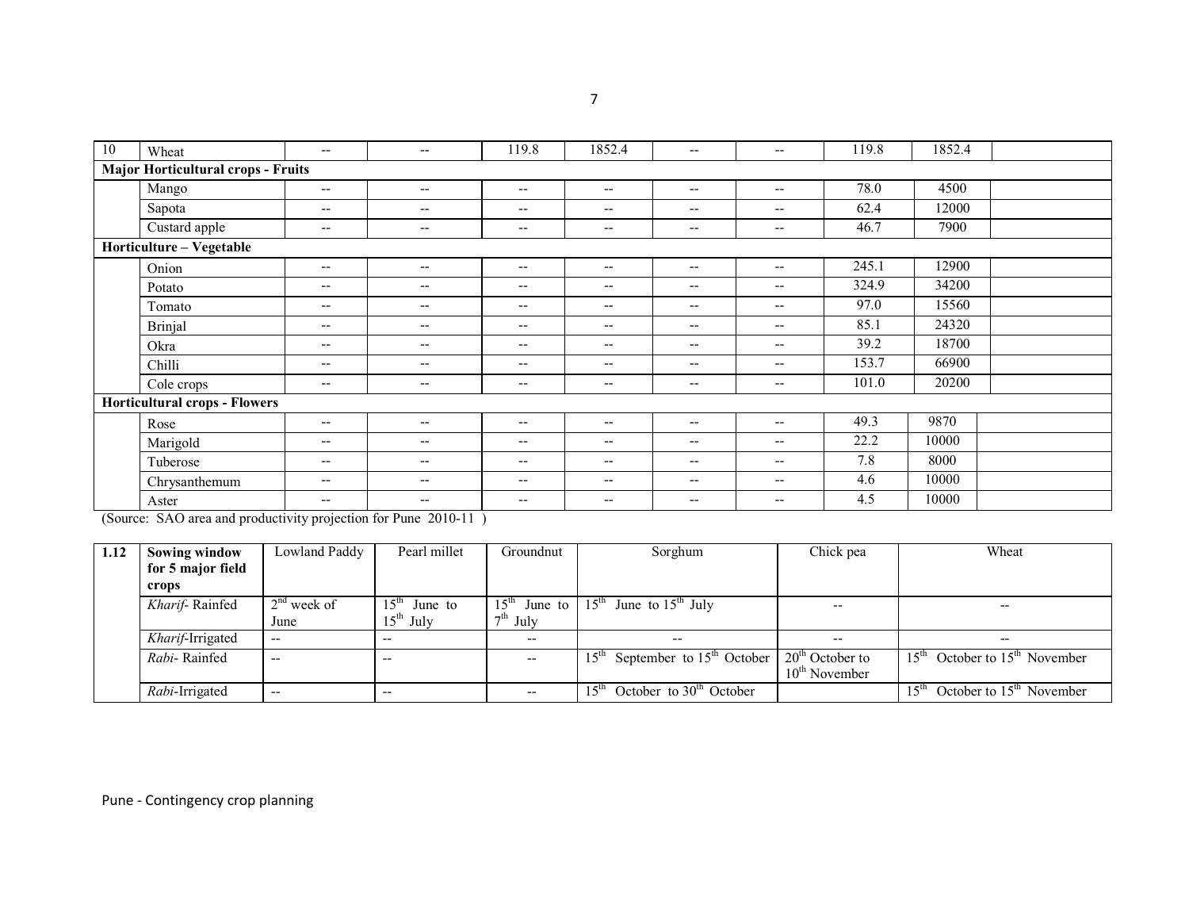| 10 | Wheat | -- | -- | 119.8 | 1852.4 | -- | -- | 119.8 | 1852.4 | |
|---|---|---|---|---|---|---|---|---|---|---|
| **Major Horticultural crops - Fruits** | | | | | | | | | | |
| | Mango | -- | -- | -- | -- | -- | -- | 78.0 | 4500 | |
| | Sapota | -- | -- | -- | -- | -- | -- | 62.4 | 12000 | |
| | Custard apple | -- | -- | -- | -- | -- | -- | 46.7 | 7900 | |
| **Horticulture – Vegetable** | | | | | | | | | | |
| | Onion | -- | -- | -- | -- | -- | -- | 245.1 | 12900 | |
| | Potato | -- | -- | -- | -- | -- | -- | 324.9 | 34200 | |
| | Tomato | -- | -- | -- | -- | -- | -- | 97.0 | 15560 | |
| | Brinjal | -- | -- | -- | -- | -- | -- | 85.1 | 24320 | |
| | Okra | -- | -- | -- | -- | -- | -- | 39.2 | 18700 | |
| | Chilli | -- | -- | -- | -- | -- | -- | 153.7 | 66900 | |
| | Cole crops | -- | -- | -- | -- | -- | -- | 101.0 | 20200 | |
| **Horticultural crops - Flowers** | | | | | | | | | | |
| | Rose | -- | -- | -- | -- | -- | -- | 49.3 | 9870 | |
| | Marigold | -- | -- | -- | -- | -- | -- | 22.2 | 10000 | |
| | Tuberose | -- | -- | -- | -- | -- | -- | 7.8 | 8000 | |
| | Chrysanthemum | -- | -- | -- | -- | -- | -- | 4.6 | 10000 | |
| | Aster | -- | -- | -- | -- | -- | -- | 4.5 | 10000 | |

(Source: SAO area and productivity projection for Pune 2010-11 )

| 1.12 | **Sowing window for 5 major field crops** | Lowland Paddy | Pearl millet | Groundnut | Sorghum | Chick pea | Wheat |
|---|---|---|---|---|---|---|---|
| | *Kharif*- Rainfed | 2nd week of June | 15th June to 15th July | 15th June to 7th July | 15th June to 15th July | -- | -- |
| | *Kharif*-Irrigated | -- | -- | -- | -- | -- | -- |
| | *Rabi*- Rainfed | -- | -- | -- | 15th September to 15th October | 20th October to 10th November | 15th October to 15th November |
| | *Rabi*-Irrigated | -- | -- | -- | 15th October to 30th October | | 15th October to 15th November |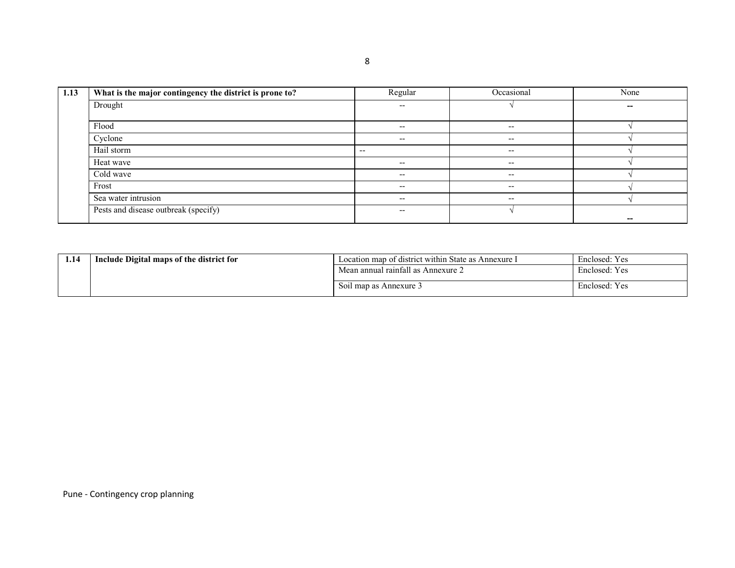| 1.13 | What is the major contingency the district is prone to? | Regular | Occasional | None |
|---|---|---|---|---|
| | Drought | -- | √ | -- |
| | Flood | -- | -- | √ |
| | Cyclone | -- | -- | √ |
| | Hail storm | -- | -- | √ |
| | Heat wave | -- | -- | √ |
| | Cold wave | -- | -- | √ |
| | Frost | -- | -- | √ |
| | Sea water intrusion | -- | -- | √ |
| | Pests and disease outbreak (specify) | -- | √ | -- |

| 1.14 | Include Digital maps of the district for | Location map of district within State as Annexure I | Enclosed: Yes |
|---|---|---|---|
| | | Mean annual rainfall as Annexure 2 | Enclosed: Yes |
| | | Soil map as Annexure 3 | Enclosed: Yes |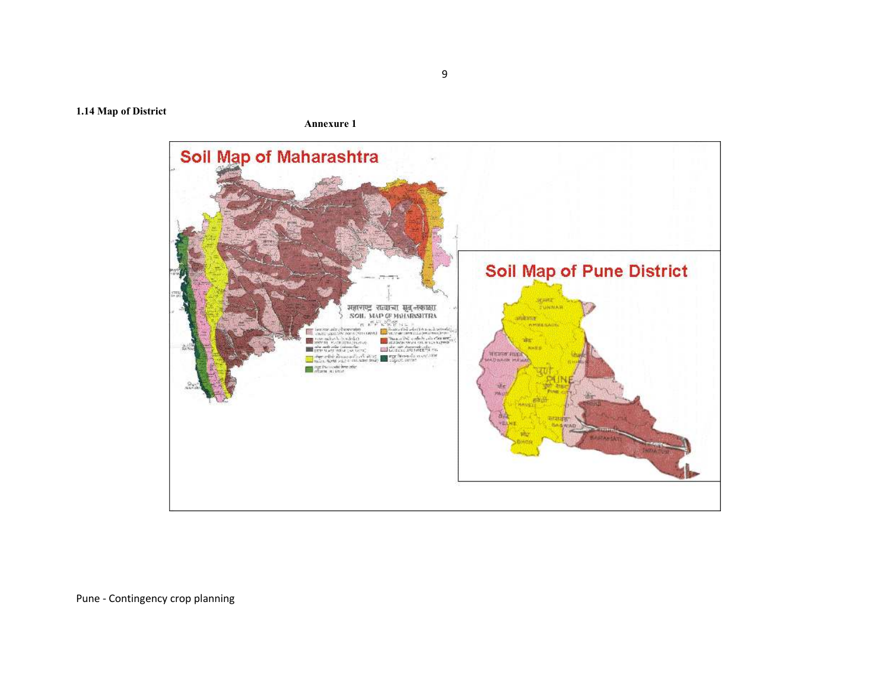**1.14 Map of District**

**Annexure 1**

Soil Map of Maharashtra

Soil Map of Pune District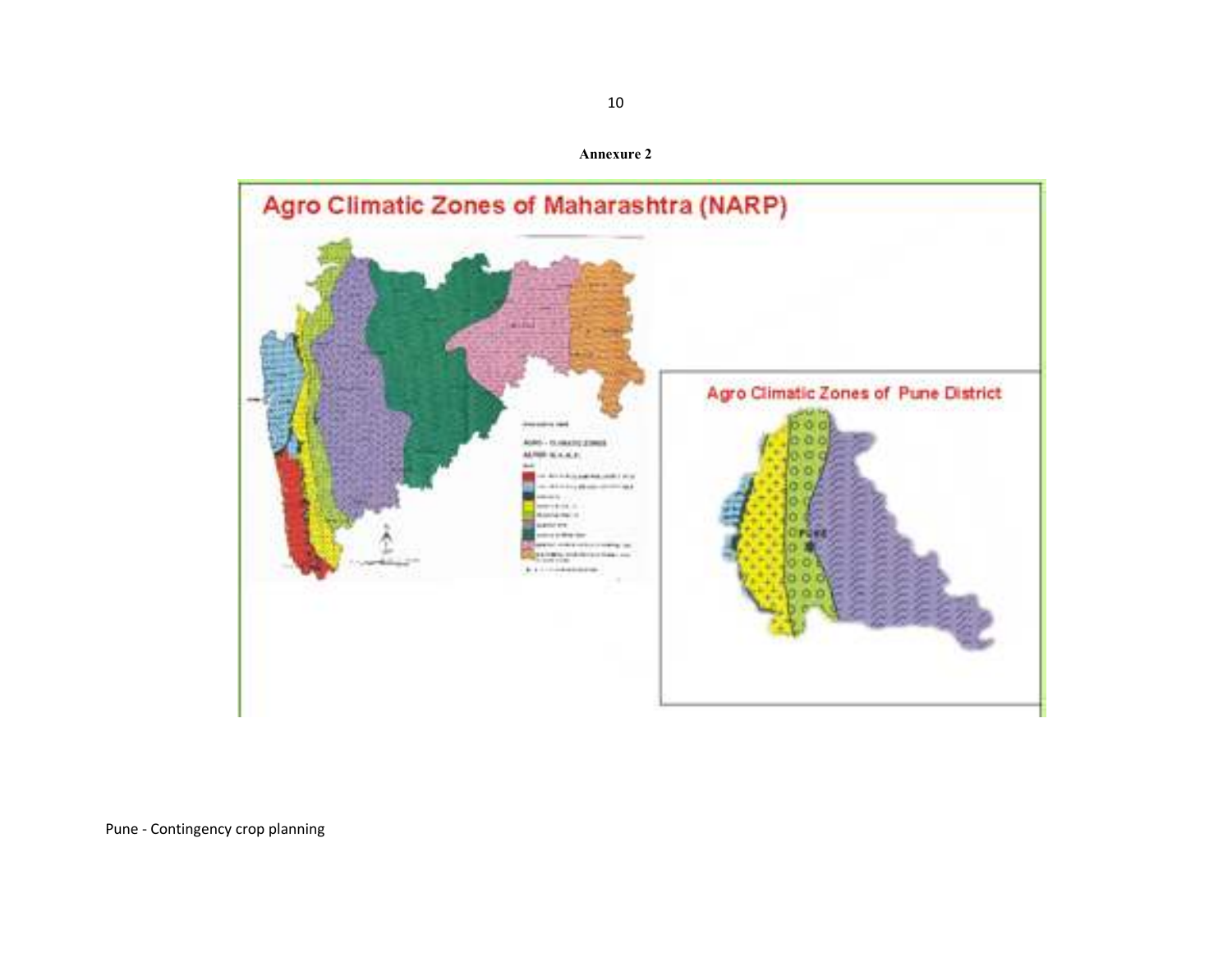**Annexure 2**

Agro Climatic Zones of Maharashtra (NARP)

Agro Climatic Zones of Pune District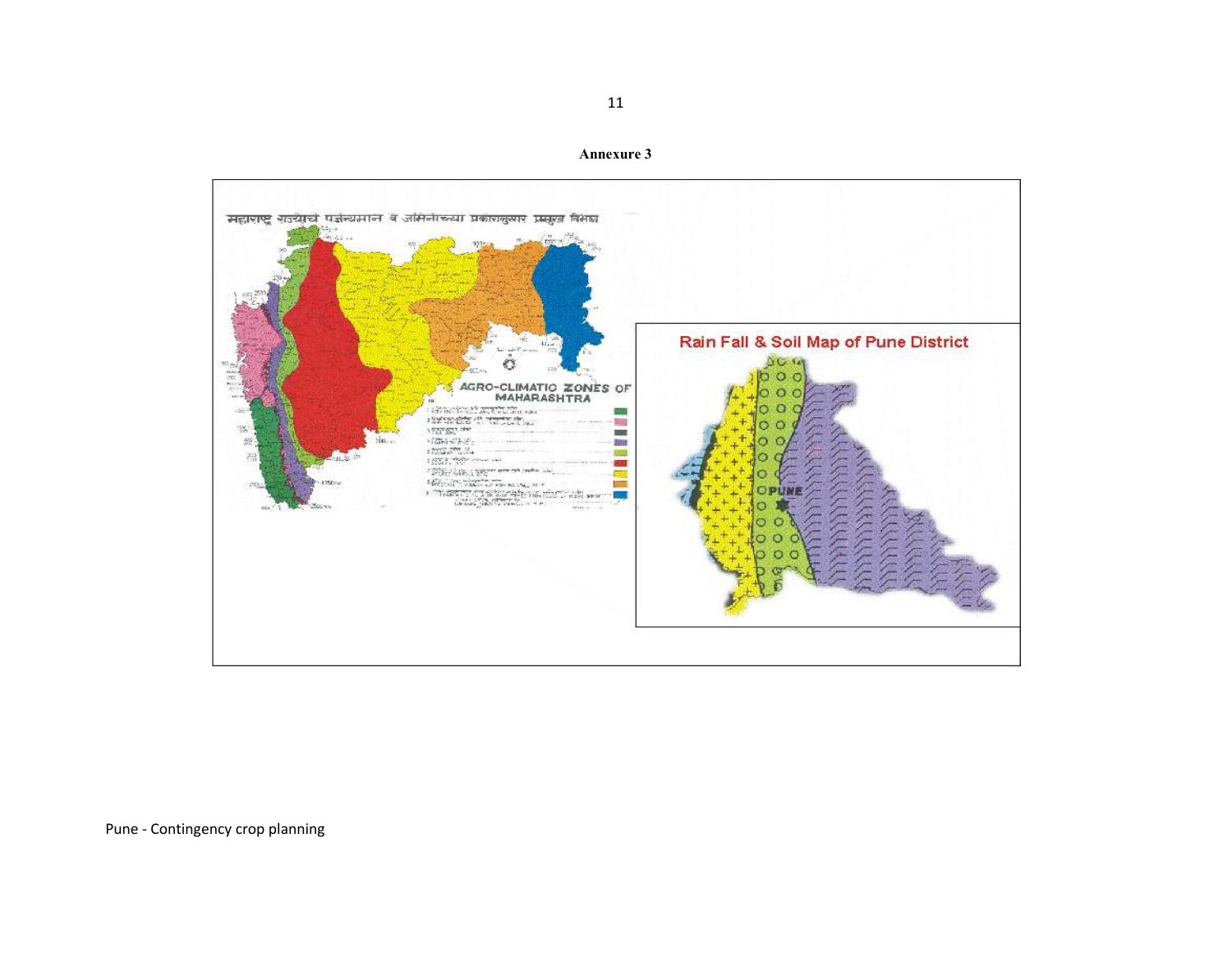**Annexure 3**

महाराष्ट्र राज्याचे पर्जन्यमान व जमिनीच्या प्रकारानुसार प्रमुख विभाग

AGRO-CLIMATIC ZONES OF MAHARASHTRA

Rain Fall & Soil Map of Pune District

PUNE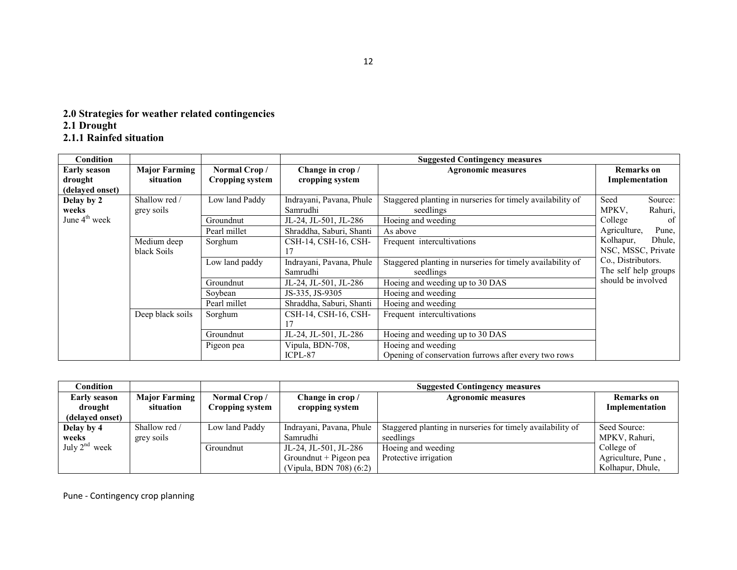## 2.0 Strategies for weather related contingencies

### 2.1 Drought

### 2.1.1 Rainfed situation

| Condition | | | Suggested Contingency measures | | |
|---|---|---|---|---|---|
| **Early season drought (delayed onset)** | **Major Farming situation** | **Normal Crop / Cropping system** | **Change in crop / cropping system** | **Agronomic measures** | **Remarks on Implementation** |
| **Delay by 2 weeks** June 4th week | Shallow red / grey soils | Low land Paddy | Indrayani, Pavana, Phule Samrudhi | Staggered planting in nurseries for timely availability of seedlings | Seed Source: MPKV, Rahuri, College of Agriculture, Pune, Kolhapur, Dhule, NSC, MSSC, Private Co., Distributors. The self help groups should be involved |
| | | Groundnut | JL-24, JL-501, JL-286 | Hoeing and weeding | |
| | | Pearl millet | Shraddha, Saburi, Shanti | As above | |
| | Medium deep black Soils | Sorghum | CSH-14, CSH-16, CSH-17 | Frequent intercultivations | |
| | | Low land paddy | Indrayani, Pavana, Phule Samrudhi | Staggered planting in nurseries for timely availability of seedlings | |
| | | Groundnut | JL-24, JL-501, JL-286 | Hoeing and weeding up to 30 DAS | |
| | | Soybean | JS-335, JS-9305 | Hoeing and weeding | |
| | | Pearl millet | Shraddha, Saburi, Shanti | Hoeing and weeding | |
| | Deep black soils | Sorghum | CSH-14, CSH-16, CSH-17 | Frequent intercultivations | |
| | | Groundnut | JL-24, JL-501, JL-286 | Hoeing and weeding up to 30 DAS | |
| | | Pigeon pea | Vipula, BDN-708, ICPL-87 | Hoeing and weeding<br>Opening of conservation furrows after every two rows | |

| Condition | | | Suggested Contingency measures | | |
|---|---|---|---|---|---|
| **Early season drought (delayed onset)** | **Major Farming situation** | **Normal Crop / Cropping system** | **Change in crop / cropping system** | **Agronomic measures** | **Remarks on Implementation** |
| **Delay by 4 weeks** July 2nd week | Shallow red / grey soils | Low land Paddy | Indrayani, Pavana, Phule Samrudhi | Staggered planting in nurseries for timely availability of seedlings | Seed Source: MPKV, Rahuri, College of Agriculture, Pune, Kolhapur, Dhule, |
| | | Groundnut | JL-24, JL-501, JL-286<br>Groundnut + Pigeon pea (Vipula, BDN 708) (6:2) | Hoeing and weeding<br>Protective irrigation | |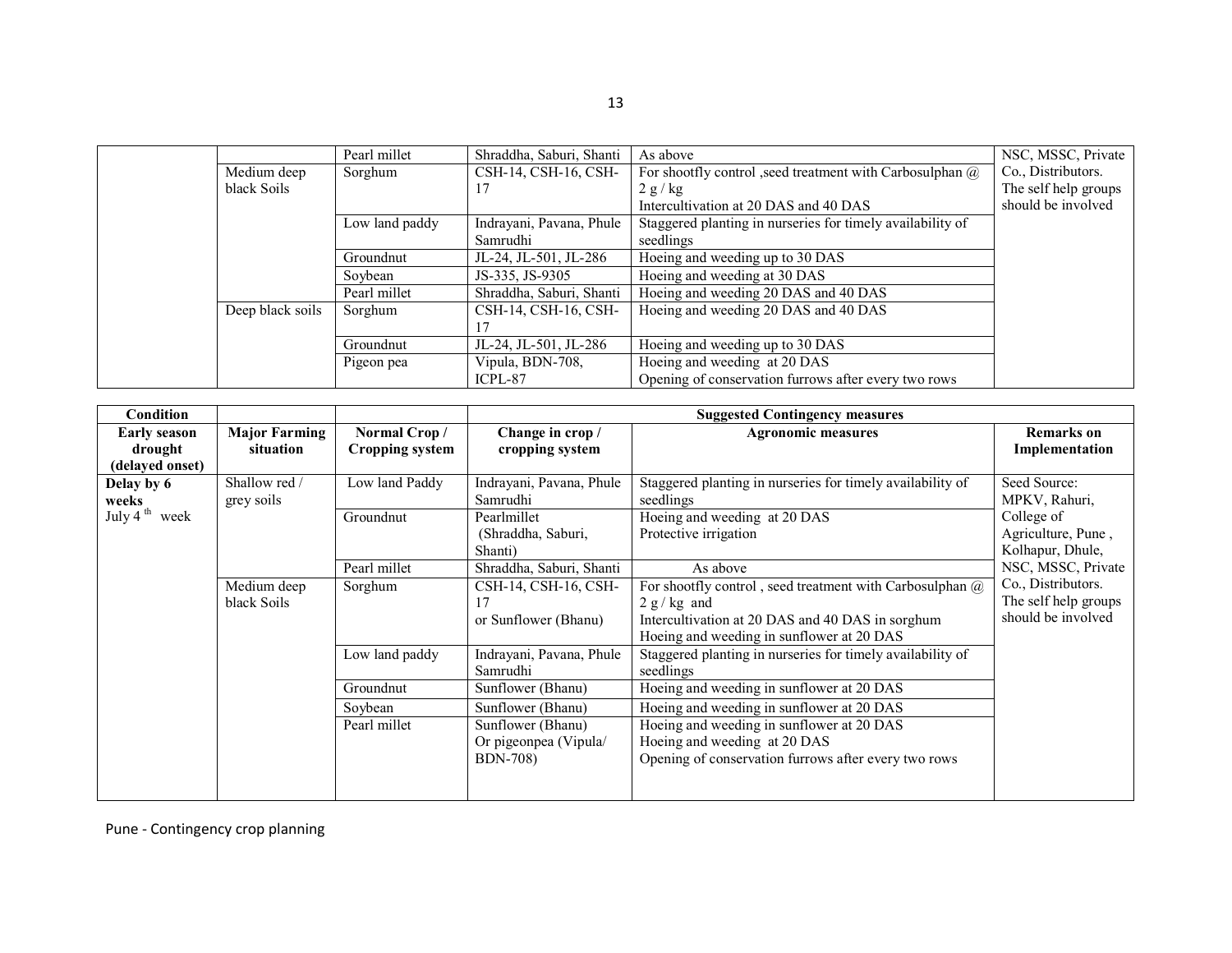| | | Pearl millet | Shraddha, Saburi, Shanti | As above | NSC, MSSC, Private Co., Distributors. The self help groups should be involved |
|---|---|---|---|---|---|
| | Medium deep black Soils | Sorghum | CSH-14, CSH-16, CSH-17 | For shootfly control ,seed treatment with Carbosulphan @ 2 g / kg<br>Intercultivation at 20 DAS and 40 DAS | |
| | | Low land paddy | Indrayani, Pavana, Phule Samrudhi | Staggered planting in nurseries for timely availability of seedlings | |
| | | Groundnut | JL-24, JL-501, JL-286 | Hoeing and weeding up to 30 DAS | |
| | | Soybean | JS-335, JS-9305 | Hoeing and weeding at 30 DAS | |
| | | Pearl millet | Shraddha, Saburi, Shanti | Hoeing and weeding 20 DAS and 40 DAS | |
| | Deep black soils | Sorghum | CSH-14, CSH-16, CSH-17 | Hoeing and weeding 20 DAS and 40 DAS | |
| | | Groundnut | JL-24, JL-501, JL-286 | Hoeing and weeding up to 30 DAS | |
| | | Pigeon pea | Vipula, BDN-708, ICPL-87 | Hoeing and weeding at 20 DAS<br>Opening of conservation furrows after every two rows | |

| Condition | | | Suggested Contingency measures | | |
|---|---|---|---|---|---|
| **Early season drought (delayed onset)** | **Major Farming situation** | **Normal Crop / Cropping system** | **Change in crop / cropping system** | **Agronomic measures** | **Remarks on Implementation** |
| **Delay by 6 weeks**<br>July 4th week | Shallow red / grey soils | Low land Paddy | Indrayani, Pavana, Phule Samrudhi | Staggered planting in nurseries for timely availability of seedlings | Seed Source: MPKV, Rahuri, College of Agriculture, Pune , Kolhapur, Dhule, NSC, MSSC, Private Co., Distributors. The self help groups should be involved |
| | | Groundnut | Pearlmillet (Shraddha, Saburi, Shanti) | Hoeing and weeding at 20 DAS<br>Protective irrigation | |
| | | Pearl millet | Shraddha, Saburi, Shanti | As above | |
| | Medium deep black Soils | Sorghum | CSH-14, CSH-16, CSH-17<br>or Sunflower (Bhanu) | For shootfly control , seed treatment with Carbosulphan @ 2 g / kg and<br>Intercultivation at 20 DAS and 40 DAS in sorghum<br>Hoeing and weeding in sunflower at 20 DAS | |
| | | Low land paddy | Indrayani, Pavana, Phule Samrudhi | Staggered planting in nurseries for timely availability of seedlings | |
| | | Groundnut | Sunflower (Bhanu) | Hoeing and weeding in sunflower at 20 DAS | |
| | | Soybean | Sunflower (Bhanu) | Hoeing and weeding in sunflower at 20 DAS | |
| | | Pearl millet | Sunflower (Bhanu)<br>Or pigeonpea (Vipula/ BDN-708) | Hoeing and weeding in sunflower at 20 DAS<br>Hoeing and weeding at 20 DAS<br>Opening of conservation furrows after every two rows | |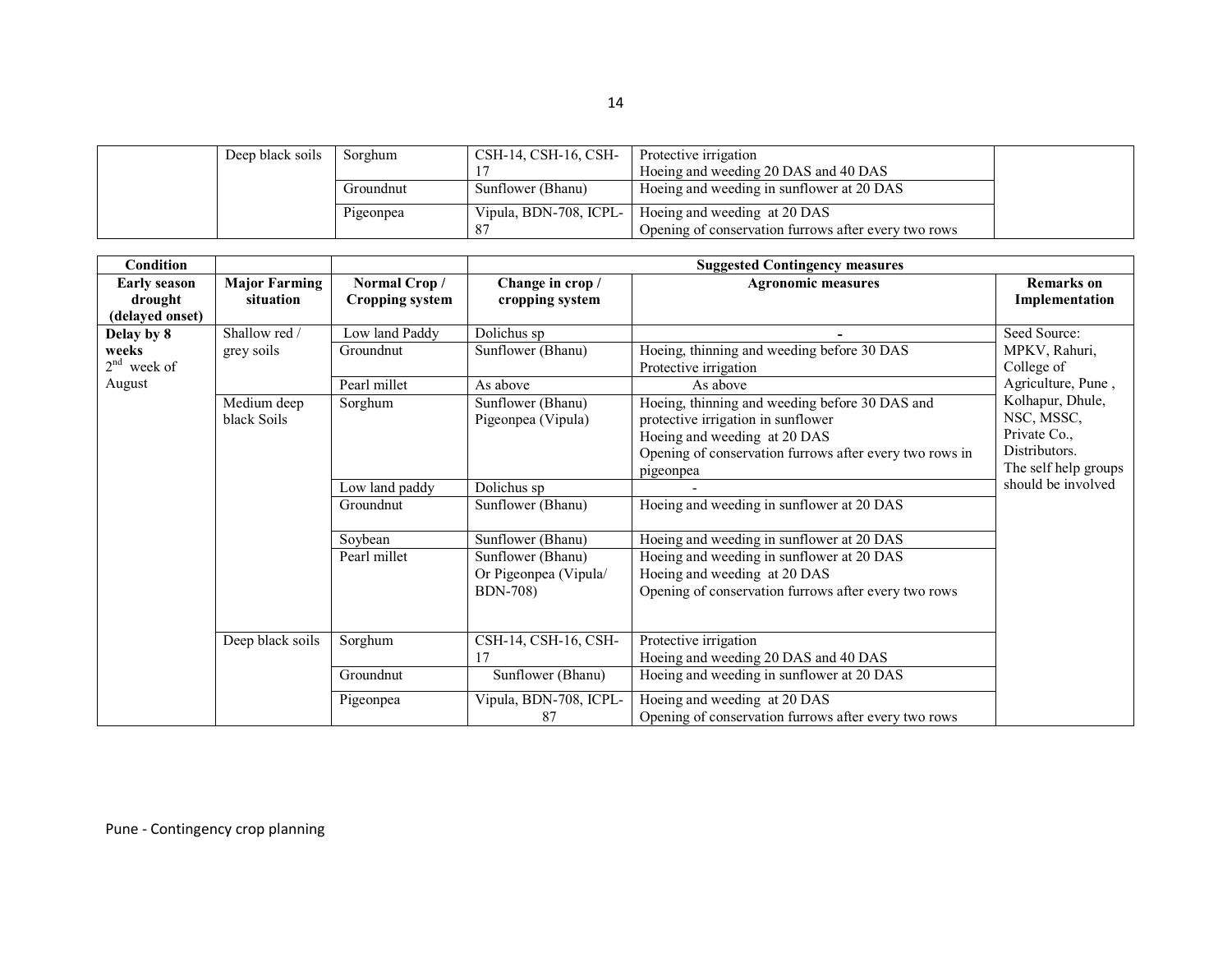| | Deep black soils | Sorghum | CSH-14, CSH-16, CSH-17 | Protective irrigation<br>Hoeing and weeding 20 DAS and 40 DAS | |
|---|---|---|---|---|---|
| | | Groundnut | Sunflower (Bhanu) | Hoeing and weeding in sunflower at 20 DAS | |
| | | Pigeonpea | Vipula, BDN-708, ICPL-87 | Hoeing and weeding at 20 DAS<br>Opening of conservation furrows after every two rows | |

| Condition | | | Suggested Contingency measures | | |
|---|---|---|---|---|---|
| **Early season drought (delayed onset)** | **Major Farming situation** | **Normal Crop / Cropping system** | **Change in crop / cropping system** | **Agronomic measures** | **Remarks on Implementation** |
| **Delay by 8 weeks**<br>2[nd] week of August | Shallow red / grey soils | Low land Paddy | Dolichus sp | - | Seed Source: MPKV, Rahuri, College of Agriculture, Pune , Kolhapur, Dhule, NSC, MSSC, Private Co., Distributors. The self help groups should be involved |
| | | Groundnut | Sunflower (Bhanu) | Hoeing, thinning and weeding before 30 DAS<br>Protective irrigation | |
| | | Pearl millet | As above | As above | |
| | Medium deep black Soils | Sorghum | Sunflower (Bhanu)<br>Pigeonpea (Vipula) | Hoeing, thinning and weeding before 30 DAS and protective irrigation in sunflower<br>Hoeing and weeding at 20 DAS<br>Opening of conservation furrows after every two rows in pigeonpea | |
| | | Low land paddy | Dolichus sp | - | |
| | | Groundnut | Sunflower (Bhanu) | Hoeing and weeding in sunflower at 20 DAS | |
| | | Soybean | Sunflower (Bhanu) | Hoeing and weeding in sunflower at 20 DAS | |
| | | Pearl millet | Sunflower (Bhanu)<br>Or Pigeonpea (Vipula/ BDN-708) | Hoeing and weeding in sunflower at 20 DAS<br>Hoeing and weeding at 20 DAS<br>Opening of conservation furrows after every two rows | |
| | Deep black soils | Sorghum | CSH-14, CSH-16, CSH-17 | Protective irrigation<br>Hoeing and weeding 20 DAS and 40 DAS | |
| | | Groundnut | Sunflower (Bhanu) | Hoeing and weeding in sunflower at 20 DAS | |
| | | Pigeonpea | Vipula, BDN-708, ICPL-87 | Hoeing and weeding at 20 DAS<br>Opening of conservation furrows after every two rows | |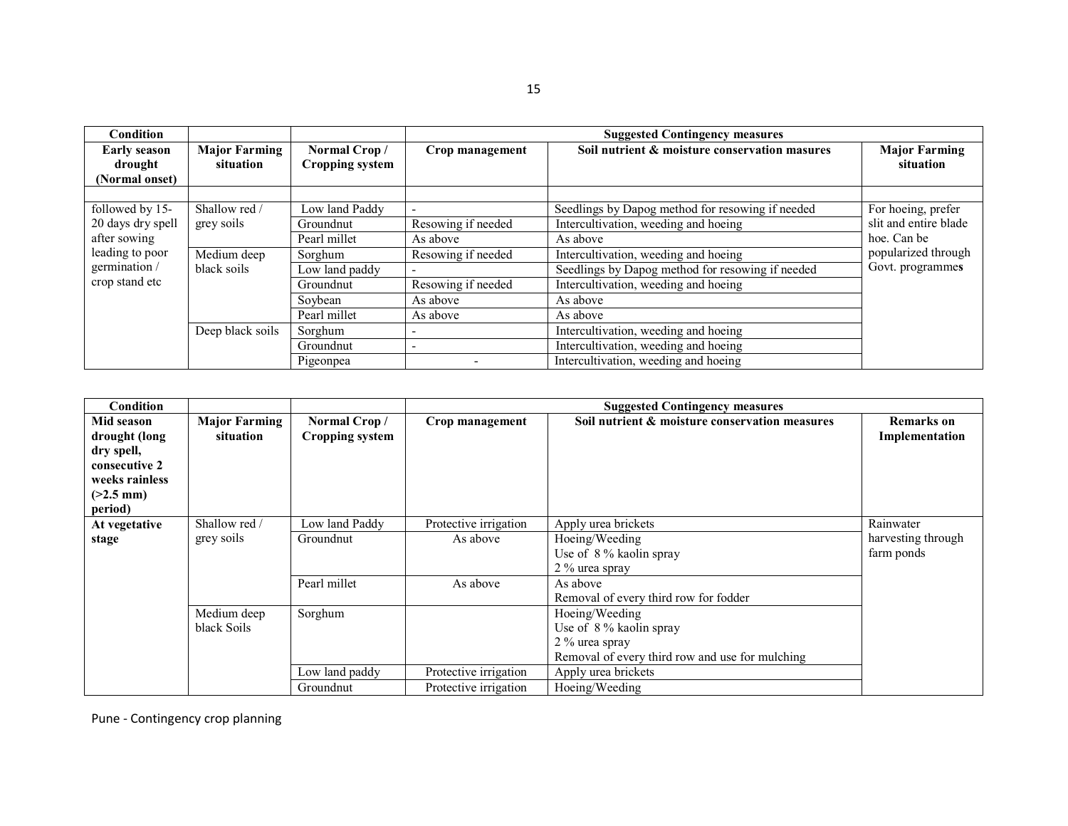| Condition | | | Suggested Contingency measures | | |
|---|---|---|---|---|---|
| **Early season drought (Normal onset)** | **Major Farming situation** | **Normal Crop / Cropping system** | **Crop management** | **Soil nutrient & moisture conservation masures** | **Major Farming situation** |
| | | | | | |
| followed by 15-20 days dry spell after sowing leading to poor germination / crop stand etc | Shallow red / grey soils | Low land Paddy | - | Seedlings by Dapog method for resowing if needed | For hoeing, prefer slit and entire blade hoe. Can be popularized through Govt. programmes |
| | | Groundnut | Resowing if needed | Intercultivation, weeding and hoeing | |
| | | Pearl millet | As above | As above | |
| | Medium deep black soils | Sorghum | Resowing if needed | Intercultivation, weeding and hoeing | |
| | | Low land paddy | - | Seedlings by Dapog method for resowing if needed | |
| | | Groundnut | Resowing if needed | Intercultivation, weeding and hoeing | |
| | | Soybean | As above | As above | |
| | | Pearl millet | As above | As above | |
| | Deep black soils | Sorghum | - | Intercultivation, weeding and hoeing | |
| | | Groundnut | - | Intercultivation, weeding and hoeing | |
| | | Pigeonpea | - | Intercultivation, weeding and hoeing | |

| Condition | | | Suggested Contingency measures | | |
|---|---|---|---|---|---|
| **Mid season drought (long dry spell, consecutive 2 weeks rainless (>2.5 mm) period)** | **Major Farming situation** | **Normal Crop / Cropping system** | **Crop management** | **Soil nutrient & moisture conservation measures** | **Remarks on Implementation** |
| **At vegetative stage** | Shallow red / grey soils | Low land Paddy | Protective irrigation | Apply urea brickets | Rainwater harvesting through farm ponds |
| | | Groundnut | As above | Hoeing/Weeding<br>Use of 8 % kaolin spray<br>2 % urea spray | |
| | | Pearl millet | As above | As above<br>Removal of every third row for fodder | |
| | Medium deep black Soils | Sorghum | | Hoeing/Weeding<br>Use of 8 % kaolin spray<br>2 % urea spray<br>Removal of every third row and use for mulching | |
| | | Low land paddy | Protective irrigation | Apply urea brickets | |
| | | Groundnut | Protective irrigation | Hoeing/Weeding | |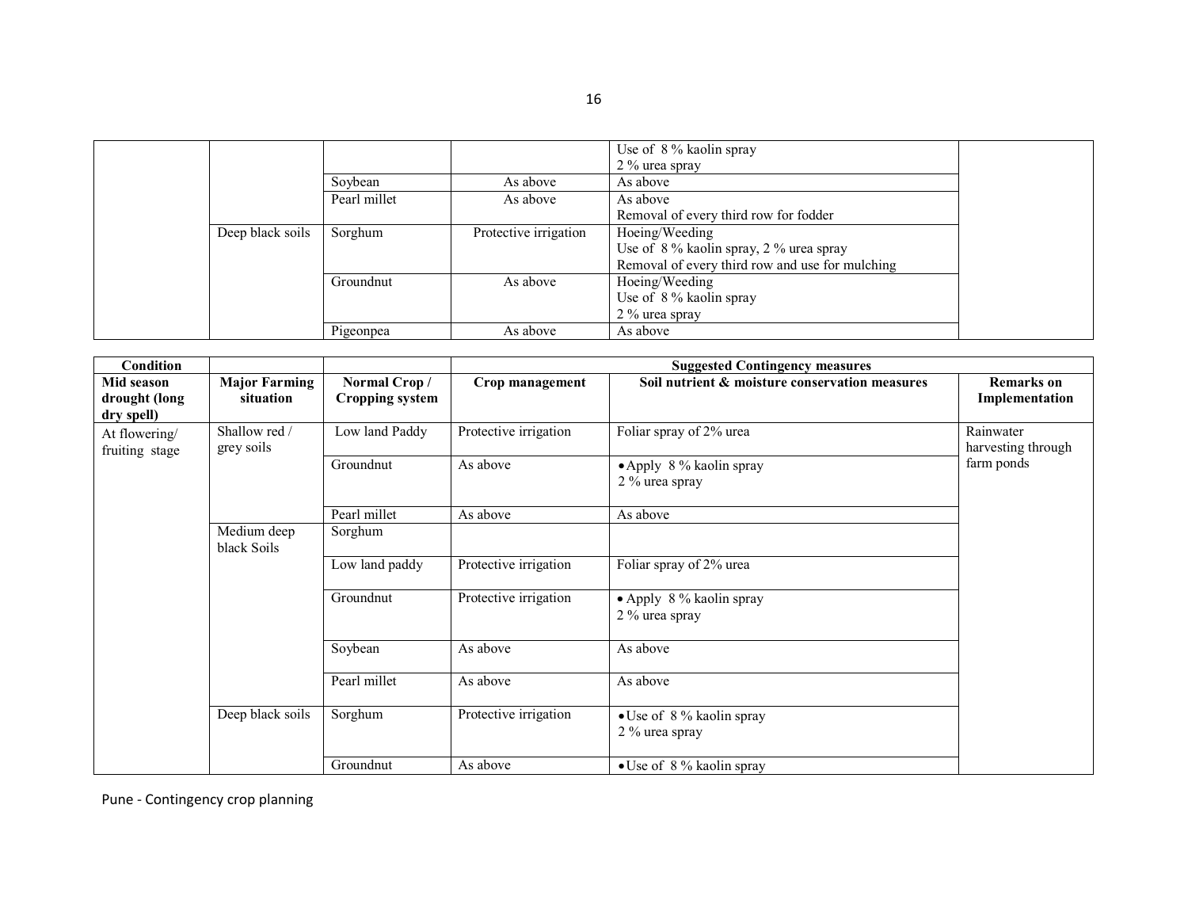| | | | | | |
|---|---|---|---|---|---|
| | | | | Use of 8 % kaolin spray<br>2 % urea spray | |
| | | Soybean | As above | As above | |
| | | Pearl millet | As above | As above<br>Removal of every third row for fodder | |
| | Deep black soils | Sorghum | Protective irrigation | Hoeing/Weeding<br>Use of 8 % kaolin spray, 2 % urea spray<br>Removal of every third row and use for mulching | |
| | | Groundnut | As above | Hoeing/Weeding<br>Use of 8 % kaolin spray<br>2 % urea spray | |
| | | Pigeonpea | As above | As above | |

| Condition | | | Suggested Contingency measures | | |
|---|---|---|---|---|---|
| **Mid season drought (long dry spell)** | **Major Farming situation** | **Normal Crop / Cropping system** | **Crop management** | **Soil nutrient & moisture conservation measures** | **Remarks on Implementation** |
| At flowering/ fruiting stage | Shallow red / grey soils | Low land Paddy | Protective irrigation | Foliar spray of 2% urea | Rainwater harvesting through farm ponds |
| | | Groundnut | As above | • Apply 8 % kaolin spray<br>2 % urea spray | |
| | | Pearl millet | As above | As above | |
| | Medium deep black Soils | Sorghum | | | |
| | | Low land paddy | Protective irrigation | Foliar spray of 2% urea | |
| | | Groundnut | Protective irrigation | • Apply 8 % kaolin spray<br>2 % urea spray | |
| | | Soybean | As above | As above | |
| | | Pearl millet | As above | As above | |
| | Deep black soils | Sorghum | Protective irrigation | • Use of 8 % kaolin spray<br>2 % urea spray | |
| | | Groundnut | As above | • Use of 8 % kaolin spray | |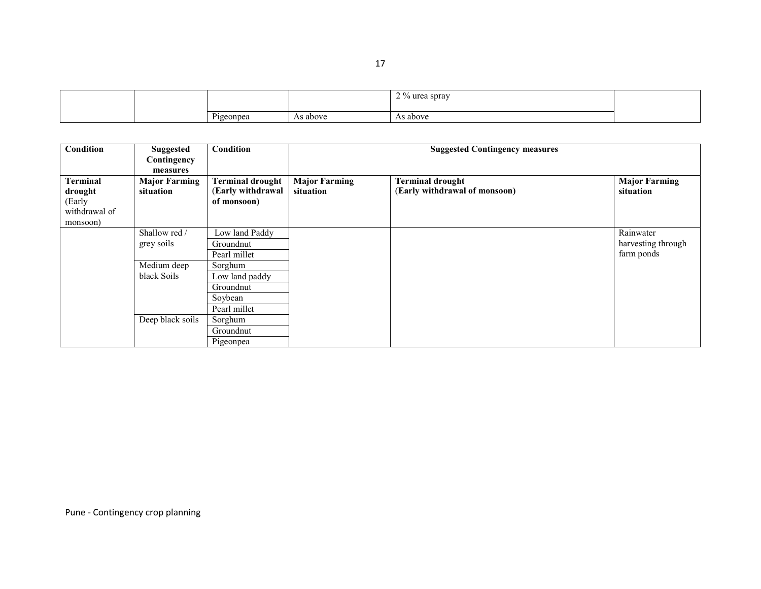| | | | | | |
|---|---|---|---|---|---|
| | | | | 2 % urea spray | |
| | | Pigeonpea | As above | As above | |

| Condition | Suggested Contingency measures | Condition | Suggested Contingency measures | | |
|---|---|---|---|---|---|
| **Terminal drought** (Early withdrawal of monsoon) | **Major Farming situation** | **Terminal drought (Early withdrawal of monsoon)** | **Major Farming situation** | **Terminal drought (Early withdrawal of monsoon)** | **Major Farming situation** |
| | Shallow red / grey soils | Low land Paddy | | | Rainwater harvesting through farm ponds |
| | | Groundnut | | | |
| | | Pearl millet | | | |
| | Medium deep black Soils | Sorghum | | | |
| | | Low land paddy | | | |
| | | Groundnut | | | |
| | | Soybean | | | |
| | | Pearl millet | | | |
| | Deep black soils | Sorghum | | | |
| | | Groundnut | | | |
| | | Pigeonpea | | | |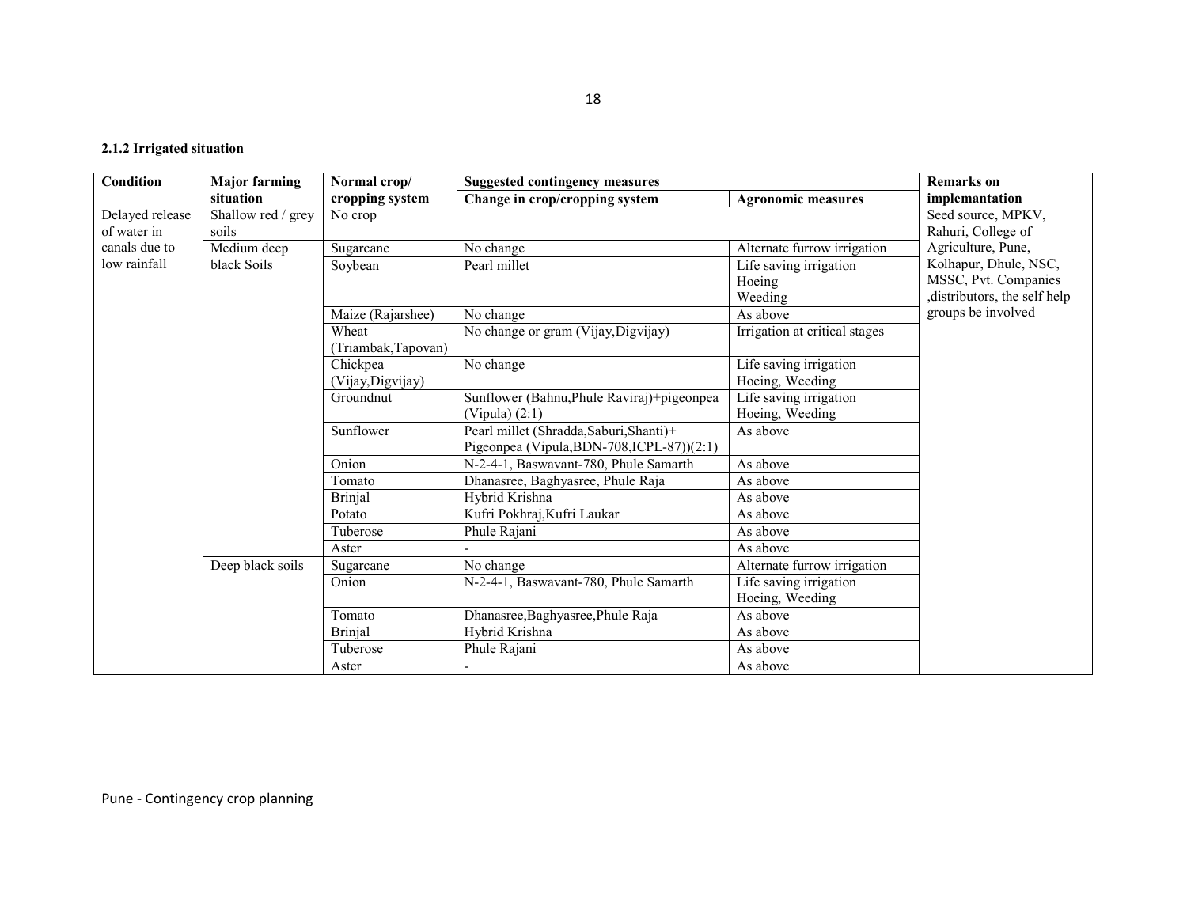**2.1.2 Irrigated situation**

| Condition | Major farming situation | Normal crop/ cropping system | Suggested contingency measures | | Remarks on implamantation |
|---|---|---|---|---|---|
| | | | Change in crop/cropping system | Agronomic measures | |
| Delayed release of water in canals due to low rainfall | Shallow red / grey soils | No crop | | | Seed source, MPKV, Rahuri, College of Agriculture, Pune, Kolhapur, Dhule, NSC, MSSC, Pvt. Companies ,distributors, the self help groups be involved |
| | Medium deep black Soils | Sugarcane | No change | Alternate furrow irrigation | |
| | | Soybean | Pearl millet | Life saving irrigation<br>Hoeing<br>Weeding | |
| | | Maize (Rajarshee) | No change | As above | |
| | | Wheat (Triambak,Tapovan) | No change or gram (Vijay,Digvijay) | Irrigation at critical stages | |
| | | Chickpea (Vijay,Digvijay) | No change | Life saving irrigation<br>Hoeing, Weeding | |
| | | Groundnut | Sunflower (Bahnu,Phule Raviraj)+pigeonpea (Vipula) (2:1) | Life saving irrigation<br>Hoeing, Weeding | |
| | | Sunflower | Pearl millet (Shradda,Saburi,Shanti)+ Pigeonpea (Vipula,BDN-708,ICPL-87))(2:1) | As above | |
| | | Onion | N-2-4-1, Baswavant-780, Phule Samarth | As above | |
| | | Tomato | Dhanasree, Baghyasree, Phule Raja | As above | |
| | | Brinjal | Hybrid Krishna | As above | |
| | | Potato | Kufri Pokhraj,Kufri Laukar | As above | |
| | | Tuberose | Phule Rajani | As above | |
| | | Aster | - | As above | |
| | Deep black soils | Sugarcane | No change | Alternate furrow irrigation | |
| | | Onion | N-2-4-1, Baswavant-780, Phule Samarth | Life saving irrigation<br>Hoeing, Weeding | |
| | | Tomato | Dhanasree,Baghyasree,Phule Raja | As above | |
| | | Brinjal | Hybrid Krishna | As above | |
| | | Tuberose | Phule Rajani | As above | |
| | | Aster | - | As above | |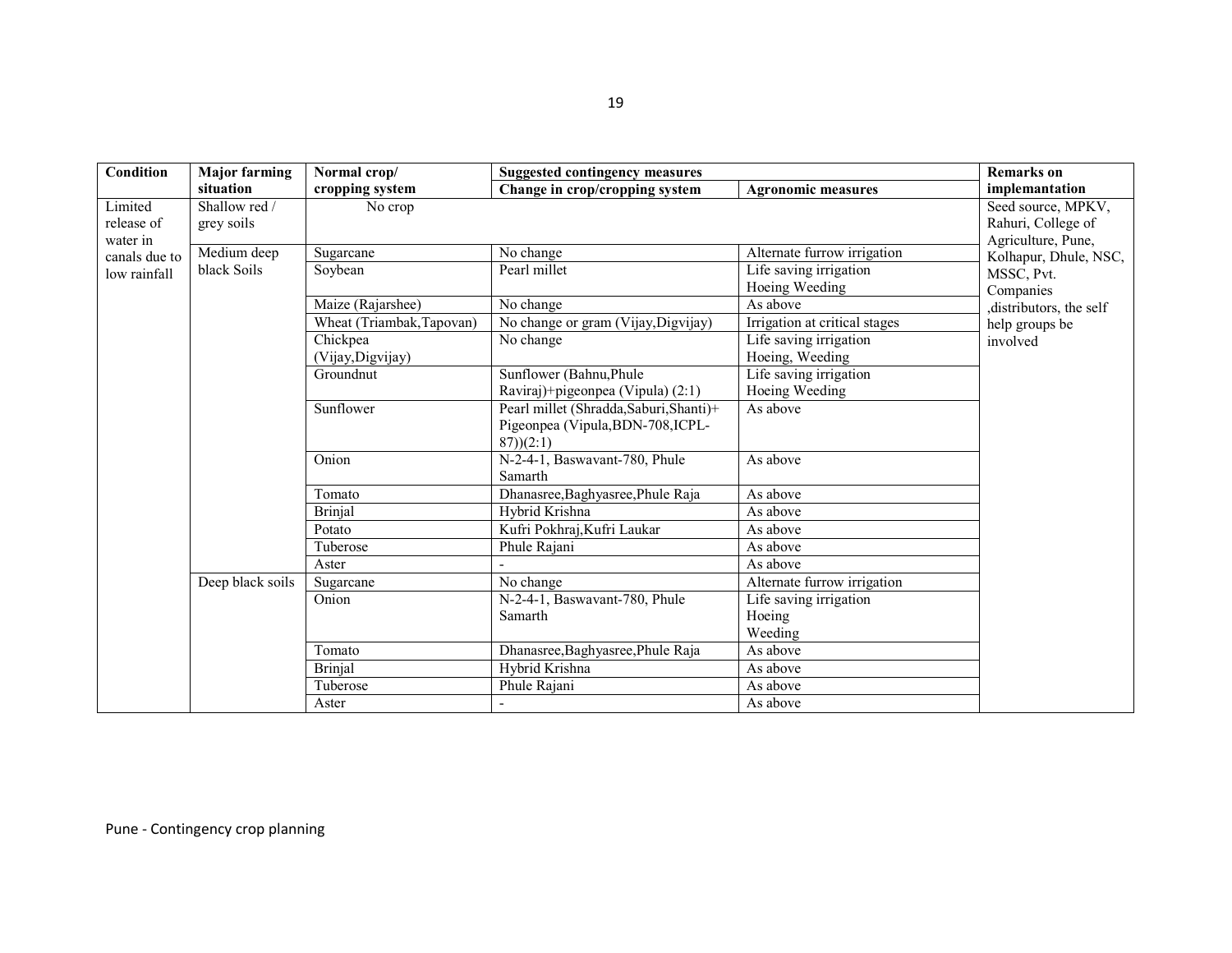| Condition | Major farming situation | Normal crop/ cropping system | Suggested contingency measures | | Remarks on implamantation |
|---|---|---|---|---|---|
| | | | Change in crop/cropping system | Agronomic measures | |
| Limited release of water in canals due to low rainfall | Shallow red / grey soils | No crop | | | Seed source, MPKV, Rahuri, College of Agriculture, Pune, Kolhapur, Dhule, NSC, MSSC, Pvt. Companies ,distributors, the self help groups be involved |
| | Medium deep black Soils | Sugarcane | No change | Alternate furrow irrigation | |
| | | Soybean | Pearl millet | Life saving irrigation Hoeing Weeding | |
| | | Maize (Rajarshee) | No change | As above | |
| | | Wheat (Triambak,Tapovan) | No change or gram (Vijay,Digvijay) | Irrigation at critical stages | |
| | | Chickpea (Vijay,Digvijay) | No change | Life saving irrigation Hoeing, Weeding | |
| | | Groundnut | Sunflower (Bahnu,Phule Raviraj)+pigeonpea (Vipula) (2:1) | Life saving irrigation Hoeing Weeding | |
| | | Sunflower | Pearl millet (Shradda,Saburi,Shanti)+ Pigeonpea (Vipula,BDN-708,ICPL-87))(2:1) | As above | |
| | | Onion | N-2-4-1, Baswavant-780, Phule Samarth | As above | |
| | | Tomato | Dhanasree,Baghyasree,Phule Raja | As above | |
| | | Brinjal | Hybrid Krishna | As above | |
| | | Potato | Kufri Pokhraj,Kufri Laukar | As above | |
| | | Tuberose | Phule Rajani | As above | |
| | | Aster | - | As above | |
| | Deep black soils | Sugarcane | No change | Alternate furrow irrigation | |
| | | Onion | N-2-4-1, Baswavant-780, Phule Samarth | Life saving irrigation Hoeing Weeding | |
| | | Tomato | Dhanasree,Baghyasree,Phule Raja | As above | |
| | | Brinjal | Hybrid Krishna | As above | |
| | | Tuberose | Phule Rajani | As above | |
| | | Aster | - | As above | |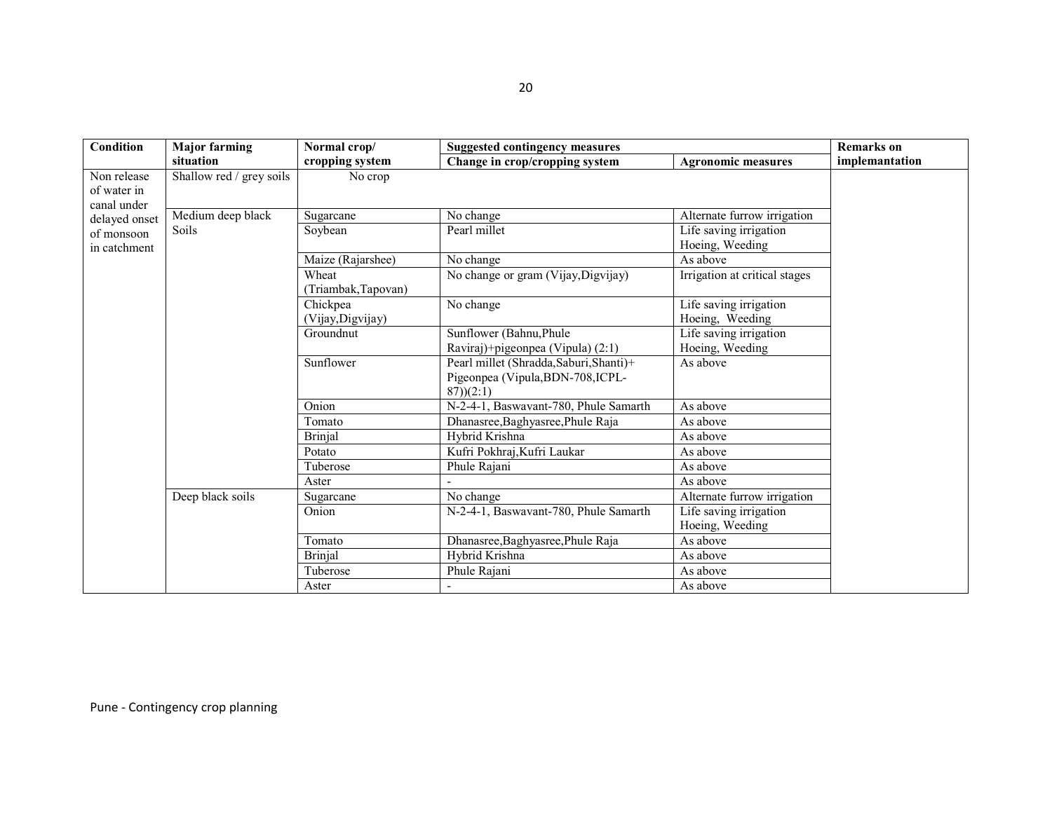| Condition | Major farming situation | Normal crop/ cropping system | Suggested contingency measures | | Remarks on implamantation |
|---|---|---|---|---|---|
| | | | Change in crop/cropping system | Agronomic measures | |
| Non release of water in canal under delayed onset of monsoon in catchment | Shallow red / grey soils | No crop | | | |
| | Medium deep black Soils | Sugarcane | No change | Alternate furrow irrigation | |
| | | Soybean | Pearl millet | Life saving irrigation Hoeing, Weeding | |
| | | Maize (Rajarshee) | No change | As above | |
| | | Wheat (Triambak,Tapovan) | No change or gram (Vijay,Digvijay) | Irrigation at critical stages | |
| | | Chickpea (Vijay,Digvijay) | No change | Life saving irrigation Hoeing, Weeding | |
| | | Groundnut | Sunflower (Bahnu,Phule Raviraj)+pigeonpea (Vipula) (2:1) | Life saving irrigation Hoeing, Weeding | |
| | | Sunflower | Pearl millet (Shradda,Saburi,Shanti)+ Pigeonpea (Vipula,BDN-708,ICPL-87))(2:1) | As above | |
| | | Onion | N-2-4-1, Baswavant-780, Phule Samarth | As above | |
| | | Tomato | Dhanasree,Baghyasree,Phule Raja | As above | |
| | | Brinjal | Hybrid Krishna | As above | |
| | | Potato | Kufri Pokhraj,Kufri Laukar | As above | |
| | | Tuberose | Phule Rajani | As above | |
| | | Aster | - | As above | |
| | Deep black soils | Sugarcane | No change | Alternate furrow irrigation | |
| | | Onion | N-2-4-1, Baswavant-780, Phule Samarth | Life saving irrigation Hoeing, Weeding | |
| | | Tomato | Dhanasree,Baghyasree,Phule Raja | As above | |
| | | Brinjal | Hybrid Krishna | As above | |
| | | Tuberose | Phule Rajani | As above | |
| | | Aster | - | As above | |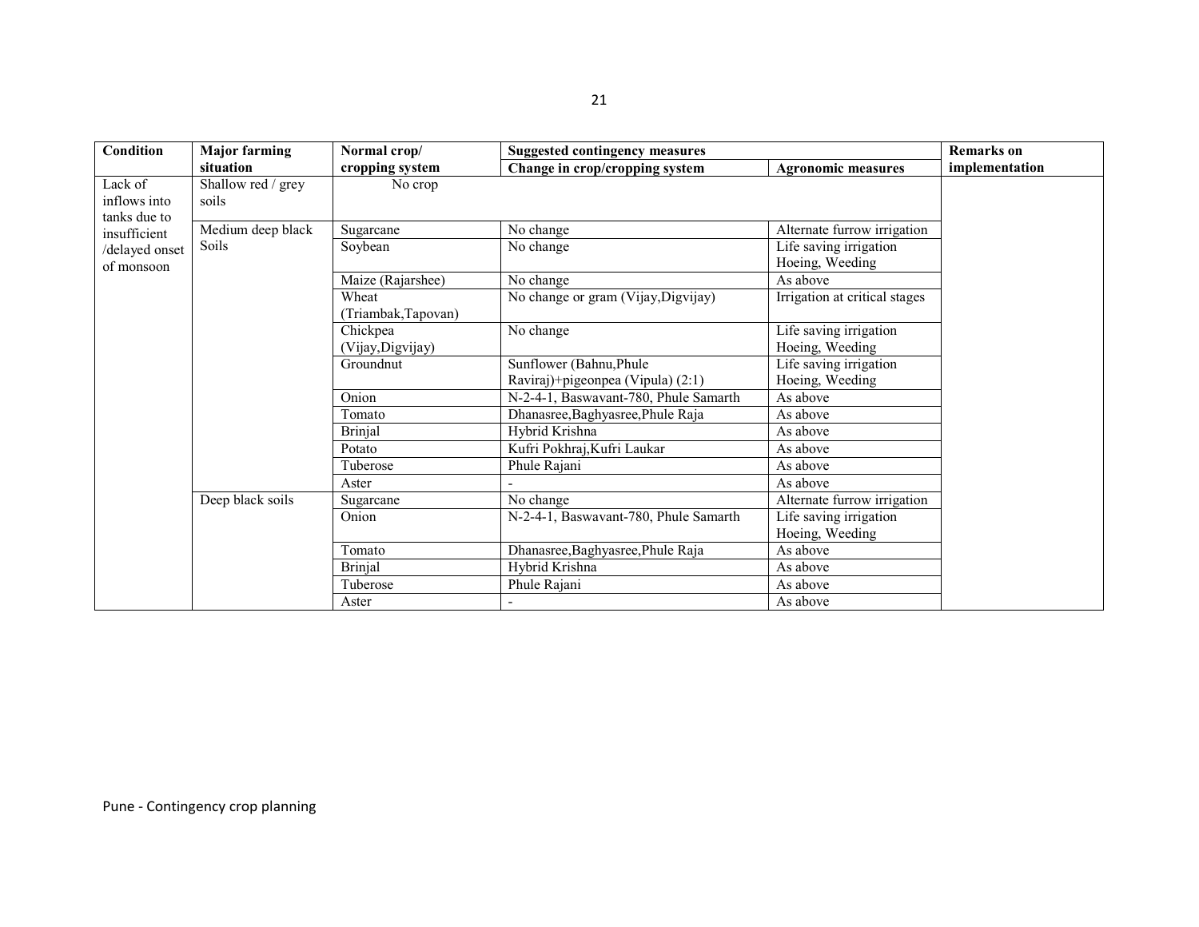| Condition | Major farming situation | Normal crop/ cropping system | Suggested contingency measures | | Remarks on implementation |
|---|---|---|---|---|---|
| | | | Change in crop/cropping system | Agronomic measures | |
| Lack of inflows into tanks due to insufficient /delayed onset of monsoon | Shallow red / grey soils | No crop | | | |
| | Medium deep black Soils | Sugarcane | No change | Alternate furrow irrigation | |
| | | Soybean | No change | Life saving irrigation Hoeing, Weeding | |
| | | Maize (Rajarshee) | No change | As above | |
| | | Wheat (Triambak,Tapovan) | No change or gram (Vijay,Digvijay) | Irrigation at critical stages | |
| | | Chickpea (Vijay,Digvijay) | No change | Life saving irrigation Hoeing, Weeding | |
| | | Groundnut | Sunflower (Bahnu,Phule Raviraj)+pigeonpea (Vipula) (2:1) | Life saving irrigation Hoeing, Weeding | |
| | | Onion | N-2-4-1, Baswavant-780, Phule Samarth | As above | |
| | | Tomato | Dhanasree,Baghyasree,Phule Raja | As above | |
| | | Brinjal | Hybrid Krishna | As above | |
| | | Potato | Kufri Pokhraj,Kufri Laukar | As above | |
| | | Tuberose | Phule Rajani | As above | |
| | | Aster | - | As above | |
| | Deep black soils | Sugarcane | No change | Alternate furrow irrigation | |
| | | Onion | N-2-4-1, Baswavant-780, Phule Samarth | Life saving irrigation Hoeing, Weeding | |
| | | Tomato | Dhanasree,Baghyasree,Phule Raja | As above | |
| | | Brinjal | Hybrid Krishna | As above | |
| | | Tuberose | Phule Rajani | As above | |
| | | Aster | - | As above | |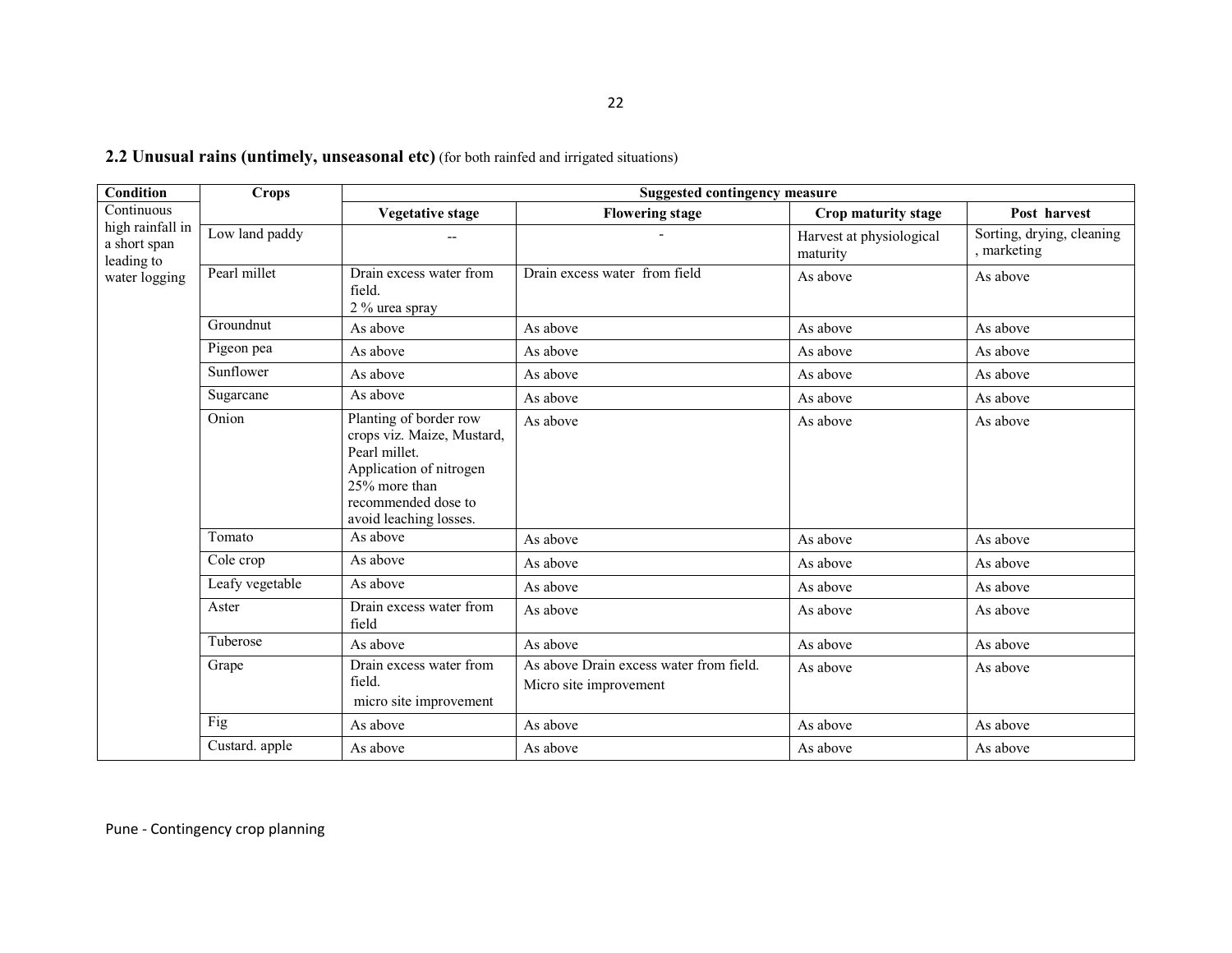### 2.2 Unusual rains (untimely, unseasonal etc) (for both rainfed and irrigated situations)

| Condition | Crops | Suggested contingency measure | | | |
|---|---|---|---|---|---|
| | | Vegetative stage | Flowering stage | Crop maturity stage | Post harvest |
| Continuous high rainfall in a short span leading to water logging | Low land paddy | -- | - | Harvest at physiological maturity | Sorting, drying, cleaning , marketing |
| | Pearl millet | Drain excess water from field.<br>2 % urea spray | Drain excess water from field | As above | As above |
| | Groundnut | As above | As above | As above | As above |
| | Pigeon pea | As above | As above | As above | As above |
| | Sunflower | As above | As above | As above | As above |
| | Sugarcane | As above | As above | As above | As above |
| | Onion | Planting of border row crops viz. Maize, Mustard, Pearl millet.<br>Application of nitrogen 25% more than recommended dose to avoid leaching losses. | As above | As above | As above |
| | Tomato | As above | As above | As above | As above |
| | Cole crop | As above | As above | As above | As above |
| | Leafy vegetable | As above | As above | As above | As above |
| | Aster | Drain excess water from field | As above | As above | As above |
| | Tuberose | As above | As above | As above | As above |
| | Grape | Drain excess water from field.<br>micro site improvement | As above Drain excess water from field.<br>Micro site improvement | As above | As above |
| | Fig | As above | As above | As above | As above |
| | Custard. apple | As above | As above | As above | As above |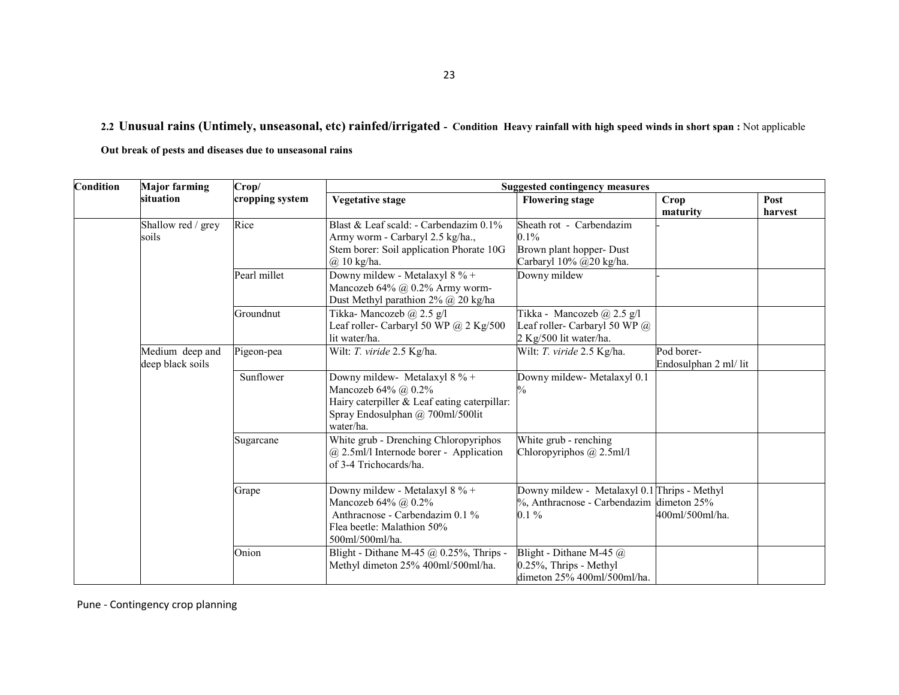## 2.2 Unusual rains (Untimely, unseasonal, etc) rainfed/irrigated - Condition Heavy rainfall with high speed winds in short span : Not applicable

**Out break of pests and diseases due to unseasonal rains**

| Condition | Major farming situation | Crop/ cropping system | Suggested contingency measures | | | |
|---|---|---|---|---|---|---|
| | | | Vegetative stage | Flowering stage | Crop maturity | Post harvest |
| | Shallow red / grey soils | Rice | Blast & Leaf scald: - Carbendazim 0.1% Army worm - Carbaryl 2.5 kg/ha., Stem borer: Soil application Phorate 10G @ 10 kg/ha. | Sheath rot - Carbendazim 0.1% Brown plant hopper- Dust Carbaryl 10% @20 kg/ha. | - | |
| | | Pearl millet | Downy mildew - Metalaxyl 8 % + Mancozeb 64% @ 0.2% Army worm- Dust Methyl parathion 2% @ 20 kg/ha | Downy mildew | - | |
| | | Groundnut | Tikka- Mancozeb @ 2.5 g/l Leaf roller- Carbaryl 50 WP @ 2 Kg/500 lit water/ha. | Tikka - Mancozeb @ 2.5 g/l Leaf roller- Carbaryl 50 WP @ 2 Kg/500 lit water/ha. | | |
| | Medium deep and deep black soils | Pigeon-pea | Wilt: *T. viride* 2.5 Kg/ha. | Wilt: *T. viride* 2.5 Kg/ha. | Pod borer- Endosulphan 2 ml/ lit | |
| | | Sunflower | Downy mildew- Metalaxyl 8 % + Mancozeb 64% @ 0.2% Hairy caterpiller & Leaf eating caterpillar: Spray Endosulphan @ 700ml/500lit water/ha. | Downy mildew- Metalaxyl 0.1 % | | |
| | | Sugarcane | White grub - Drenching Chloropyriphos @ 2.5ml/l Internode borer - Application of 3-4 Trichocards/ha. | White grub - renching Chloropyriphos @ 2.5ml/l | | |
| | | Grape | Downy mildew - Metalaxyl 8 % + Mancozeb 64% @ 0.2% Anthracnose - Carbendazim 0.1 % Flea beetle: Malathion 50% 500ml/500ml/ha. | Downy mildew - Metalaxyl 0.1 %, Anthracnose - Carbendazim 0.1 % | Thrips - Methyl dimeton 25% 400ml/500ml/ha. | |
| | | Onion | Blight - Dithane M-45 @ 0.25%, Thrips - Methyl dimeton 25% 400ml/500ml/ha. | Blight - Dithane M-45 @ 0.25%, Thrips - Methyl dimeton 25% 400ml/500ml/ha. | | |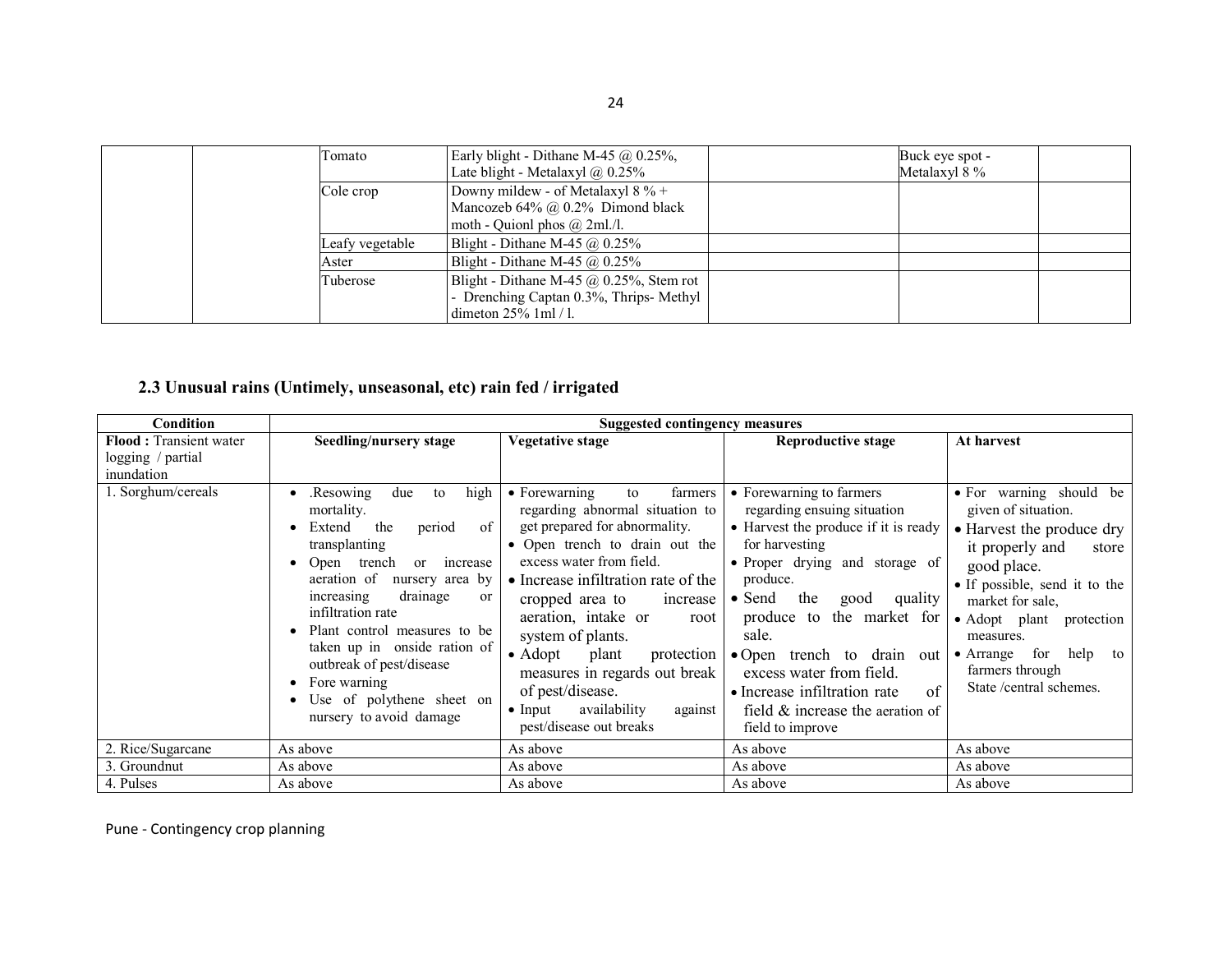| | | Tomato | Early blight - Dithane M-45 @ 0.25%, Late blight - Metalaxyl @ 0.25% | | Buck eye spot - Metalaxyl 8 % | |
|---|---|---|---|---|---|---|
| | | Cole crop | Downy mildew - of Metalaxyl 8 % + Mancozeb 64% @ 0.2% Dimond black moth - Quionl phos @ 2ml./l. | | | |
| | | Leafy vegetable | Blight - Dithane M-45 @ 0.25% | | | |
| | | Aster | Blight - Dithane M-45 @ 0.25% | | | |
| | | Tuberose | Blight - Dithane M-45 @ 0.25%, Stem rot - Drenching Captan 0.3%, Thrips- Methyl dimeton 25% 1ml / l. | | | |

### 2.3 Unusual rains (Untimely, unseasonal, etc) rain fed / irrigated

| Condition | Suggested contingency measures | | | |
|---|---|---|---|---|
| **Flood :** Transient water logging / partial inundation | **Seedling/nursery stage** | **Vegetative stage** | **Reproductive stage** | **At harvest** |
| 1. Sorghum/cereals | • .Resowing due to high mortality.<br>• Extend the period of transplanting<br>• Open trench or increase aeration of nursery area by increasing drainage or infiltration rate<br>• Plant control measures to be taken up in onside ration of outbreak of pest/disease<br>• Fore warning<br>• Use of polythene sheet on nursery to avoid damage | • Forewarning to farmers regarding abnormal situation to get prepared for abnormality.<br>• Open trench to drain out the excess water from field.<br>• Increase infiltration rate of the cropped area to increase aeration, intake or root system of plants.<br>• Adopt plant protection measures in regards out break of pest/disease.<br>• Input availability against pest/disease out breaks | • Forewarning to farmers regarding ensuing situation<br>• Harvest the produce if it is ready for harvesting<br>• Proper drying and storage of produce.<br>• Send the good quality produce to the market for sale.<br>• Open trench to drain out excess water from field.<br>• Increase infiltration rate of field & increase the aeration of field to improve | • For warning should be given of situation.<br>• Harvest the produce dry it properly and store good place.<br>• If possible, send it to the market for sale,<br>• Adopt plant protection measures.<br>• Arrange for help to farmers through State /central schemes. |
| 2. Rice/Sugarcane | As above | As above | As above | As above |
| 3. Groundnut | As above | As above | As above | As above |
| 4. Pulses | As above | As above | As above | As above |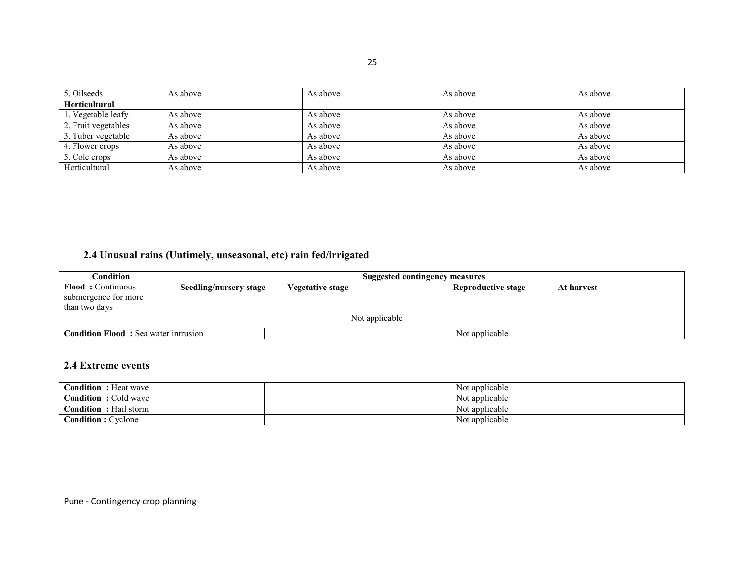| 5. Oilseeds | As above | As above | As above | As above |
|---|---|---|---|---|
| **Horticultural** | | | | |
| 1. Vegetable leafy | As above | As above | As above | As above |
| 2. Fruit vegetables | As above | As above | As above | As above |
| 3. Tuber vegetable | As above | As above | As above | As above |
| 4. Flower crops | As above | As above | As above | As above |
| 5. Cole crops | As above | As above | As above | As above |
| Horticultural | As above | As above | As above | As above |

### 2.4 Unusual rains (Untimely, unseasonal, etc) rain fed/irrigated

| Condition | Suggested contingency measures | | | |
|---|---|---|---|---|
| **Flood :** Continuous submergence for more than two days | **Seedling/nursery stage** | **Vegetative stage** | **Reproductive stage** | **At harvest** |
| Not applicable | | | | |
| **Condition Flood :** Sea water intrusion | Not applicable | | | |

### 2.4 Extreme events

| | |
|---|---|
| **Condition :** Heat wave | Not applicable |
| **Condition :** Cold wave | Not applicable |
| **Condition :** Hail storm | Not applicable |
| **Condition :** Cyclone | Not applicable |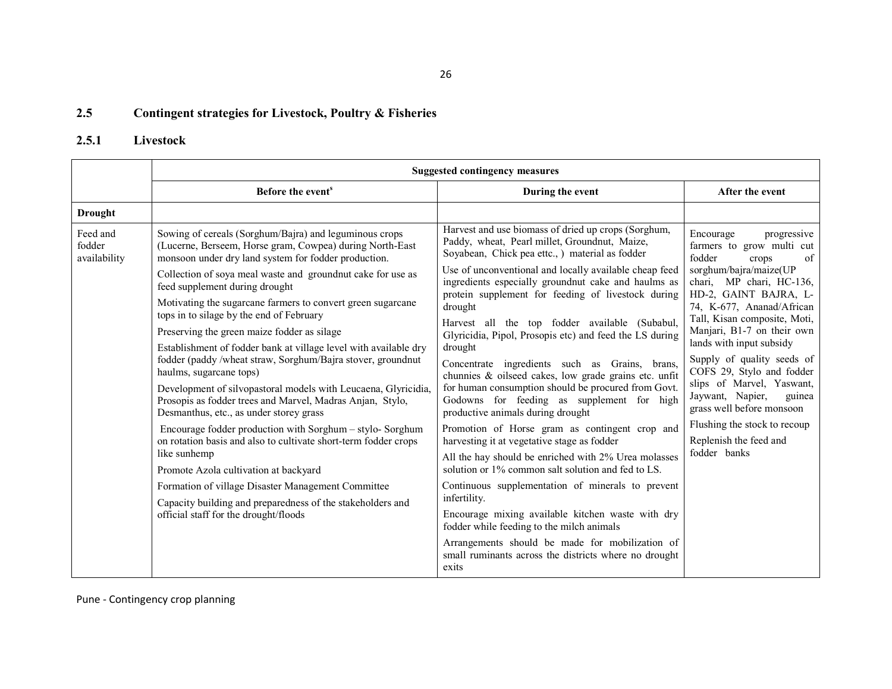## 2.5 Contingent strategies for Livestock, Poultry & Fisheries

### 2.5.1 Livestock

| | Suggested contingency measures | | |
|---|---|---|---|
| | Before the event[s] | During the event | After the event |
| **Drought** | | | |
| Feed and fodder availability | Sowing of cereals (Sorghum/Bajra) and leguminous crops (Lucerne, Berseem, Horse gram, Cowpea) during North-East monsoon under dry land system for fodder production.<br>Collection of soya meal waste and groundnut cake for use as feed supplement during drought<br>Motivating the sugarcane farmers to convert green sugarcane tops in to silage by the end of February<br>Preserving the green maize fodder as silage<br>Establishment of fodder bank at village level with available dry fodder (paddy /wheat straw, Sorghum/Bajra stover, groundnut haulms, sugarcane tops)<br>Development of silvopastoral models with Leucaena, Glyricidia, Prosopis as fodder trees and Marvel, Madras Anjan, Stylo, Desmanthus, etc., as under storey grass<br>Encourage fodder production with Sorghum – stylo- Sorghum on rotation basis and also to cultivate short-term fodder crops like sunhemp<br>Promote Azola cultivation at backyard<br>Formation of village Disaster Management Committee<br>Capacity building and preparedness of the stakeholders and official staff for the drought/floods | Harvest and use biomass of dried up crops (Sorghum, Paddy, wheat, Pearl millet, Groundnut, Maize, Soyabean, Chick pea etc., ) material as fodder<br>Use of unconventional and locally available cheap feed ingredients especially groundnut cake and haulms as protein supplement for feeding of livestock during drought<br>Harvest all the top fodder available (Subabul, Glyricidia, Pipol, Prosopis etc) and feed the LS during drought<br>Concentrate ingredients such as Grains, brans, chunnies & oilseed cakes, low grade grains etc. unfit for human consumption should be procured from Govt. Godowns for feeding as supplement for high productive animals during drought<br>Promotion of Horse gram as contingent crop and harvesting it at vegetative stage as fodder<br>All the hay should be enriched with 2% Urea molasses solution or 1% common salt solution and fed to LS.<br>Continuous supplementation of minerals to prevent infertility.<br>Encourage mixing available kitchen waste with dry fodder while feeding to the milch animals<br>Arrangements should be made for mobilization of small ruminants across the districts where no drought exits | Encourage progressive farmers to grow multi cut fodder crops of sorghum/bajra/maize(UP chari, MP chari, HC-136, HD-2, GAINT BAJRA, L-74, K-677, Ananad/African Tall, Kisan composite, Moti, Manjari, B1-7 on their own lands with input subsidy<br>Supply of quality seeds of COFS 29, Stylo and fodder slips of Marvel, Yaswant, Jaywant, Napier, guinea grass well before monsoon<br>Flushing the stock to recoup<br>Replenish the feed and fodder banks |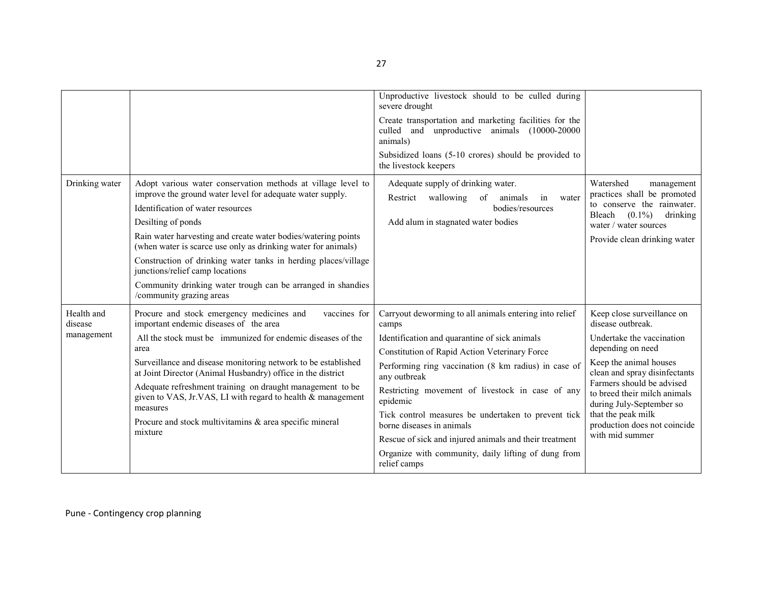| | | | |
|---|---|---|---|
| | | Unproductive livestock should to be culled during severe drought<br>Create transportation and marketing facilities for the culled and unproductive animals (10000-20000 animals)<br>Subsidized loans (5-10 crores) should be provided to the livestock keepers | |
| Drinking water | Adopt various water conservation methods at village level to improve the ground water level for adequate water supply.<br>Identification of water resources<br>Desilting of ponds<br>Rain water harvesting and create water bodies/watering points (when water is scarce use only as drinking water for animals)<br>Construction of drinking water tanks in herding places/village junctions/relief camp locations<br>Community drinking water trough can be arranged in shandies /community grazing areas | Adequate supply of drinking water.<br>Restrict wallowing of animals in water bodies/resources<br>Add alum in stagnated water bodies | Watershed management practices shall be promoted to conserve the rainwater. Bleach (0.1%) drinking water / water sources<br>Provide clean drinking water |
| Health and disease management | Procure and stock emergency medicines and vaccines for important endemic diseases of the area<br>All the stock must be immunized for endemic diseases of the area<br>Surveillance and disease monitoring network to be established at Joint Director (Animal Husbandry) office in the district<br>Adequate refreshment training on draught management to be given to VAS, Jr.VAS, LI with regard to health & management measures<br>Procure and stock multivitamins & area specific mineral mixture | Carryout deworming to all animals entering into relief camps<br>Identification and quarantine of sick animals<br>Constitution of Rapid Action Veterinary Force<br>Performing ring vaccination (8 km radius) in case of any outbreak<br>Restricting movement of livestock in case of any epidemic<br>Tick control measures be undertaken to prevent tick borne diseases in animals<br>Rescue of sick and injured animals and their treatment<br>Organize with community, daily lifting of dung from relief camps | Keep close surveillance on disease outbreak.<br>Undertake the vaccination depending on need<br>Keep the animal houses clean and spray disinfectants<br>Farmers should be advised to breed their milch animals during July-September so that the peak milk production does not coincide with mid summer |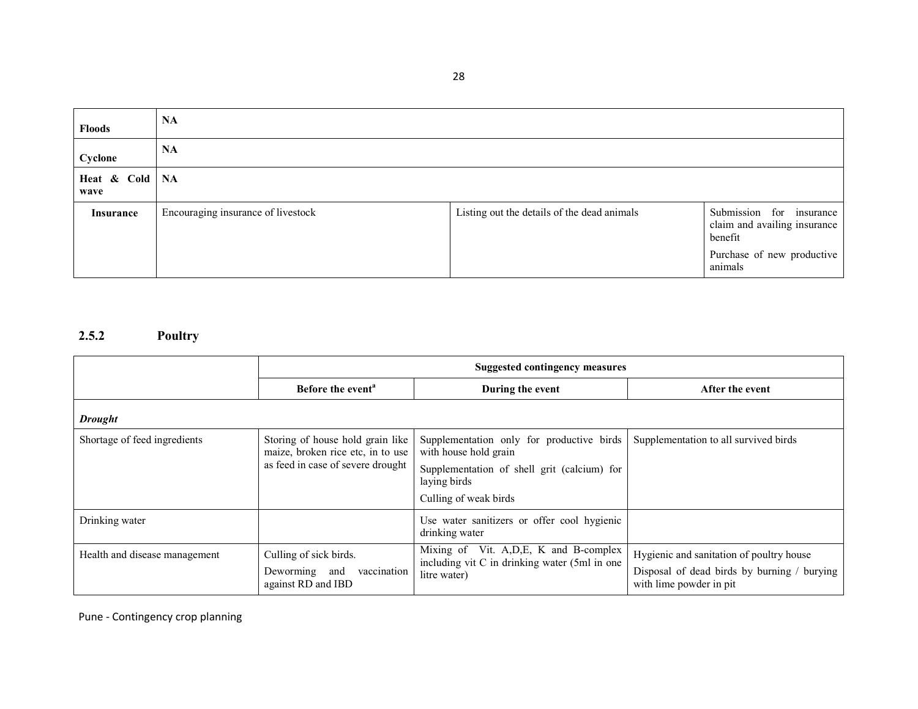| | | | |
|---|---|---|---|
| **Floods** | **NA** | | |
| **Cyclone** | **NA** | | |
| **Heat & Cold wave** | **NA** | | |
| **Insurance** | Encouraging insurance of livestock | Listing out the details of the dead animals | Submission for insurance claim and availing insurance benefit<br>Purchase of new productive animals |

### 2.5.2 Poultry

| | Suggested contingency measures | | |
|---|---|---|---|
| | **Before the event[a]** | **During the event** | **After the event** |
| ***Drought*** | | | |
| Shortage of feed ingredients | Storing of house hold grain like maize, broken rice etc, in to use as feed in case of severe drought | Supplementation only for productive birds with house hold grain<br>Supplementation of shell grit (calcium) for laying birds<br>Culling of weak birds | Supplementation to all survived birds |
| Drinking water | | Use water sanitizers or offer cool hygienic drinking water | |
| Health and disease management | Culling of sick birds.<br>Deworming and vaccination against RD and IBD | Mixing of Vit. A,D,E, K and B-complex including vit C in drinking water (5ml in one litre water) | Hygienic and sanitation of poultry house<br>Disposal of dead birds by burning / burying with lime powder in pit |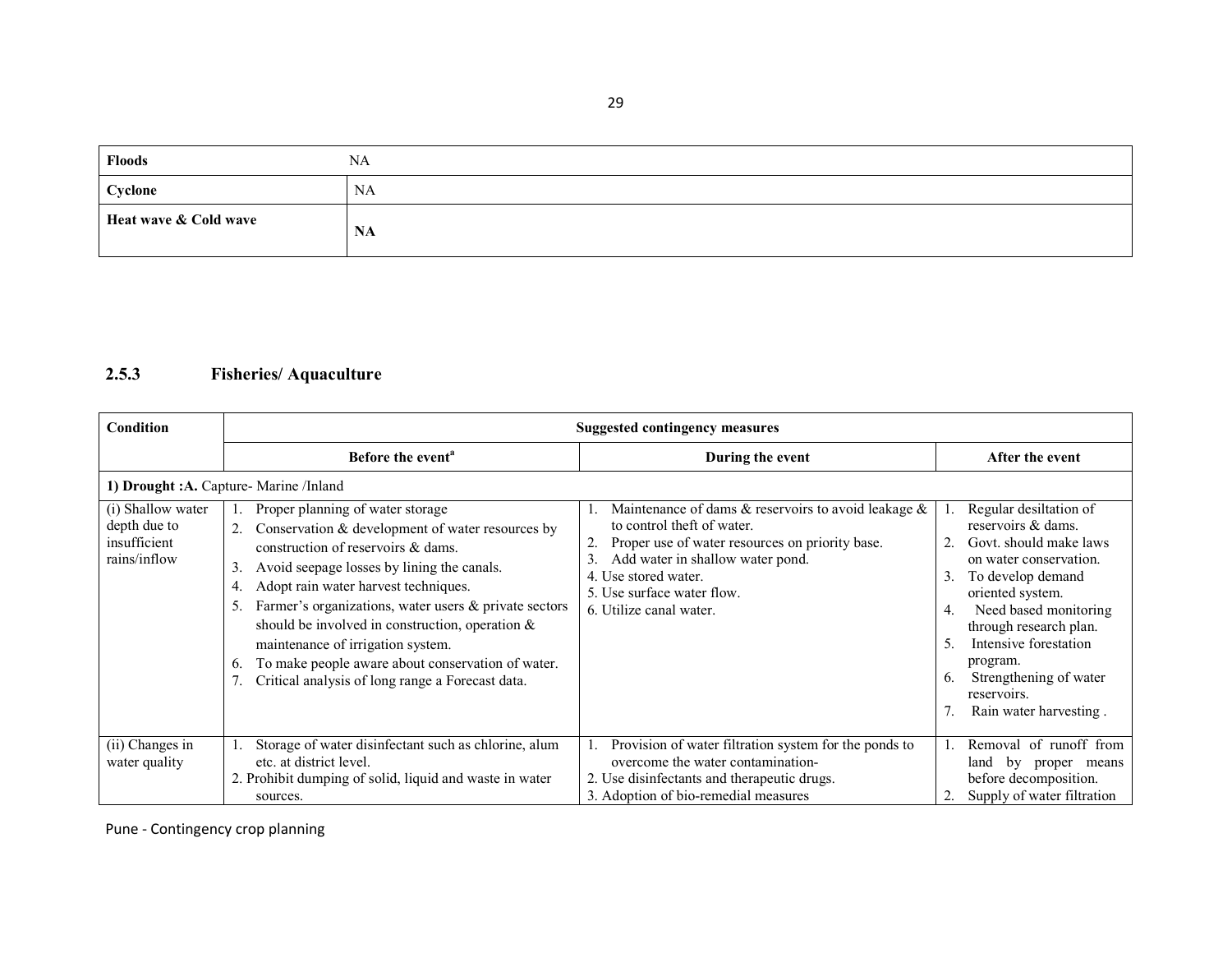| Floods | NA |
|---|---|
| Cyclone | NA |
| Heat wave & Cold wave | **NA** |

### 2.5.3 Fisheries/ Aquaculture

| Condition | Suggested contingency measures | | |
|---|---|---|---|
| | **Before the event[a]** | **During the event** | **After the event** |
| **1) Drought :A.** Capture- Marine /Inland | | | |
| (i) Shallow water depth due to insufficient rains/inflow | 1. Proper planning of water storage<br>2. Conservation & development of water resources by construction of reservoirs & dams.<br>3. Avoid seepage losses by lining the canals.<br>4. Adopt rain water harvest techniques.<br>5. Farmer's organizations, water users & private sectors should be involved in construction, operation & maintenance of irrigation system.<br>6. To make people aware about conservation of water.<br>7. Critical analysis of long range a Forecast data. | 1. Maintenance of dams & reservoirs to avoid leakage & to control theft of water.<br>2. Proper use of water resources on priority base.<br>3. Add water in shallow water pond.<br>4. Use stored water.<br>5. Use surface water flow.<br>6. Utilize canal water. | 1. Regular desiltation of reservoirs & dams.<br>2. Govt. should make laws on water conservation.<br>3. To develop demand oriented system.<br>4. Need based monitoring through research plan.<br>5. Intensive forestation program.<br>6. Strengthening of water reservoirs.<br>7. Rain water harvesting . |
| (ii) Changes in water quality | 1. Storage of water disinfectant such as chlorine, alum etc. at district level.<br>2. Prohibit dumping of solid, liquid and waste in water sources. | 1. Provision of water filtration system for the ponds to overcome the water contamination-<br>2. Use disinfectants and therapeutic drugs.<br>3. Adoption of bio-remedial measures | 1. Removal of runoff from land by proper means before decomposition.<br>2. Supply of water filtration |

Pune - Contingency crop planning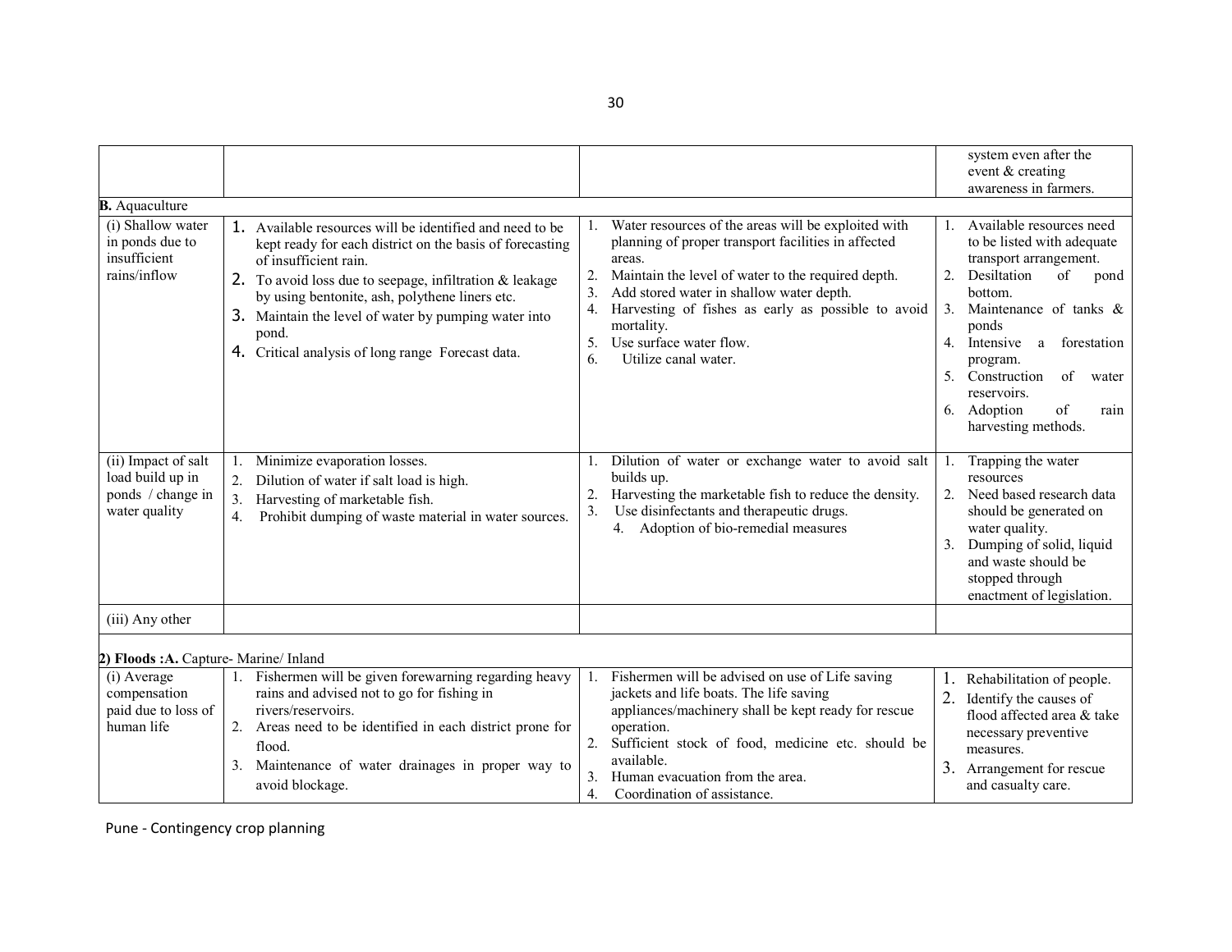| | | | |
|---|---|---|---|
| | | | system even after the event & creating awareness in farmers. |
| **B.** Aquaculture | | | |
| (i) Shallow water in ponds due to insufficient rains/inflow | 1. Available resources will be identified and need to be kept ready for each district on the basis of forecasting of insufficient rain.<br>2. To avoid loss due to seepage, infiltration & leakage by using bentonite, ash, polythene liners etc.<br>3. Maintain the level of water by pumping water into pond.<br>4. Critical analysis of long range Forecast data. | 1. Water resources of the areas will be exploited with planning of proper transport facilities in affected areas.<br>2. Maintain the level of water to the required depth.<br>3. Add stored water in shallow water depth.<br>4. Harvesting of fishes as early as possible to avoid mortality.<br>5. Use surface water flow.<br>6. Utilize canal water. | 1. Available resources need to be listed with adequate transport arrangement.<br>2. Desiltation of pond bottom.<br>3. Maintenance of tanks & ponds<br>4. Intensive a forestation program.<br>5. Construction of water reservoirs.<br>6. Adoption of rain harvesting methods. |
| (ii) Impact of salt load build up in ponds / change in water quality | 1. Minimize evaporation losses.<br>2. Dilution of water if salt load is high.<br>3. Harvesting of marketable fish.<br>4. Prohibit dumping of waste material in water sources. | 1. Dilution of water or exchange water to avoid salt builds up.<br>2. Harvesting the marketable fish to reduce the density.<br>3. Use disinfectants and therapeutic drugs.<br>4. Adoption of bio-remedial measures | 1. Trapping the water resources<br>2. Need based research data should be generated on water quality.<br>3. Dumping of solid, liquid and waste should be stopped through enactment of legislation. |
| (iii) Any other | | | |
| **2) Floods :A.** Capture- Marine/ Inland | | | |
| (i) Average compensation paid due to loss of human life | 1. Fishermen will be given forewarning regarding heavy rains and advised not to go for fishing in rivers/reservoirs.<br>2. Areas need to be identified in each district prone for flood.<br>3. Maintenance of water drainages in proper way to avoid blockage. | 1. Fishermen will be advised on use of Life saving jackets and life boats. The life saving appliances/machinery shall be kept ready for rescue operation.<br>2. Sufficient stock of food, medicine etc. should be available.<br>3. Human evacuation from the area.<br>4. Coordination of assistance. | 1. Rehabilitation of people.<br>2. Identify the causes of flood affected area & take necessary preventive measures.<br>3. Arrangement for rescue and casualty care. |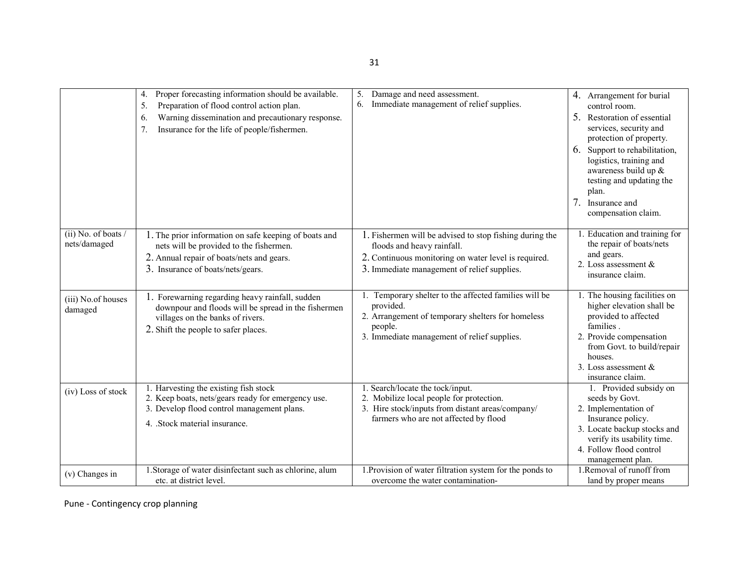| | | | |
|---|---|---|---|
| | 4. Proper forecasting information should be available.<br>5. Preparation of flood control action plan.<br>6. Warning dissemination and precautionary response.<br>7. Insurance for the life of people/fishermen. | 5. Damage and need assessment.<br>6. Immediate management of relief supplies. | 4. Arrangement for burial control room.<br>5. Restoration of essential services, security and protection of property.<br>6. Support to rehabilitation, logistics, training and awareness build up & testing and updating the plan.<br>7. Insurance and compensation claim. |
| (ii) No. of boats / nets/damaged | 1. The prior information on safe keeping of boats and nets will be provided to the fishermen.<br>2. Annual repair of boats/nets and gears.<br>3. Insurance of boats/nets/gears. | 1. Fishermen will be advised to stop fishing during the floods and heavy rainfall.<br>2. Continuous monitoring on water level is required.<br>3. Immediate management of relief supplies. | 1. Education and training for the repair of boats/nets and gears.<br>2. Loss assessment & insurance claim. |
| (iii) No.of houses damaged | 1. Forewarning regarding heavy rainfall, sudden downpour and floods will be spread in the fishermen villages on the banks of rivers.<br>2. Shift the people to safer places. | 1. Temporary shelter to the affected families will be provided.<br>2. Arrangement of temporary shelters for homeless people.<br>3. Immediate management of relief supplies. | 1. The housing facilities on higher elevation shall be provided to affected families .<br>2. Provide compensation from Govt. to build/repair houses.<br>3. Loss assessment & insurance claim. |
| (iv) Loss of stock | 1. Harvesting the existing fish stock<br>2. Keep boats, nets/gears ready for emergency use.<br>3. Develop flood control management plans.<br>4. .Stock material insurance. | 1. Search/locate the tock/input.<br>2. Mobilize local people for protection.<br>3. Hire stock/inputs from distant areas/company/ farmers who are not affected by flood | 1. Provided subsidy on seeds by Govt.<br>2. Implementation of Insurance policy.<br>3. Locate backup stocks and verify its usability time.<br>4. Follow flood control management plan. |
| (v) Changes in | 1.Storage of water disinfectant such as chlorine, alum etc. at district level. | 1.Provision of water filtration system for the ponds to overcome the water contamination- | 1.Removal of runoff from land by proper means |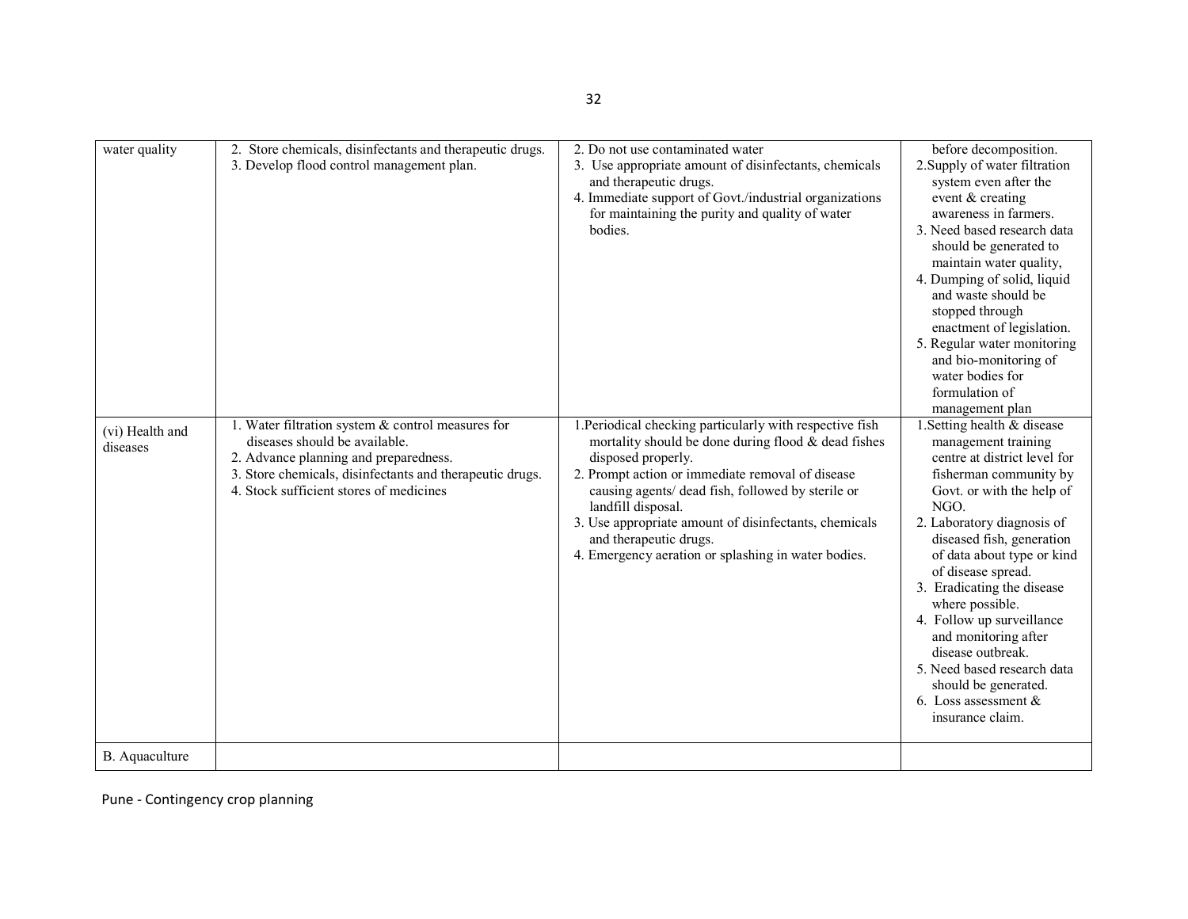| | | | |
|---|---|---|---|
| water quality | 2. Store chemicals, disinfectants and therapeutic drugs.<br>3. Develop flood control management plan. | 2. Do not use contaminated water<br>3. Use appropriate amount of disinfectants, chemicals and therapeutic drugs.<br>4. Immediate support of Govt./industrial organizations for maintaining the purity and quality of water bodies. | before decomposition.<br>2.Supply of water filtration system even after the event & creating awareness in farmers.<br>3. Need based research data should be generated to maintain water quality,<br>4. Dumping of solid, liquid and waste should be stopped through enactment of legislation.<br>5. Regular water monitoring and bio-monitoring of water bodies for formulation of management plan |
| (vi) Health and diseases | 1. Water filtration system & control measures for diseases should be available.<br>2. Advance planning and preparedness.<br>3. Store chemicals, disinfectants and therapeutic drugs.<br>4. Stock sufficient stores of medicines | 1.Periodical checking particularly with respective fish mortality should be done during flood & dead fishes disposed properly.<br>2. Prompt action or immediate removal of disease causing agents/ dead fish, followed by sterile or landfill disposal.<br>3. Use appropriate amount of disinfectants, chemicals and therapeutic drugs.<br>4. Emergency aeration or splashing in water bodies. | 1.Setting health & disease management training centre at district level for fisherman community by Govt. or with the help of NGO.<br>2. Laboratory diagnosis of diseased fish, generation of data about type or kind of disease spread.<br>3. Eradicating the disease where possible.<br>4. Follow up surveillance and monitoring after disease outbreak.<br>5. Need based research data should be generated.<br>6. Loss assessment & insurance claim. |
| B. Aquaculture | | | |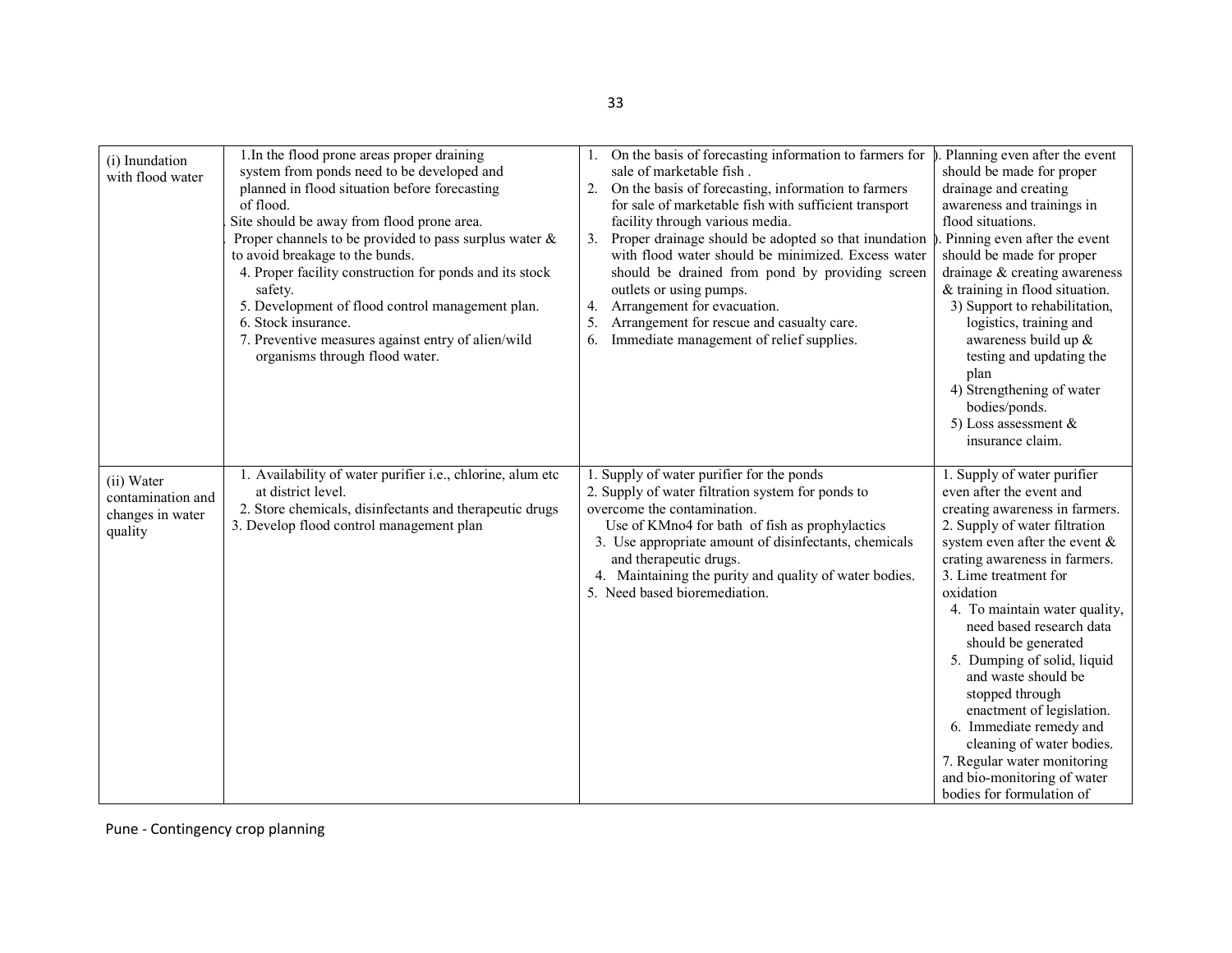| | | | |
|---|---|---|---|
| (i) Inundation with flood water | 1.In the flood prone areas proper draining system from ponds need to be developed and planned in flood situation before forecasting of flood.<br>. Site should be away from flood prone area.<br>. Proper channels to be provided to pass surplus water & to avoid breakage to the bunds.<br>4. Proper facility construction for ponds and its stock safety.<br>5. Development of flood control management plan.<br>6. Stock insurance.<br>7. Preventive measures against entry of alien/wild organisms through flood water. | 1. On the basis of forecasting information to farmers for sale of marketable fish .<br>2. On the basis of forecasting, information to farmers for sale of marketable fish with sufficient transport facility through various media.<br>3. Proper drainage should be adopted so that inundation with flood water should be minimized. Excess water should be drained from pond by providing screen outlets or using pumps.<br>4. Arrangement for evacuation.<br>5. Arrangement for rescue and casualty care.<br>6. Immediate management of relief supplies. | ). Planning even after the event should be made for proper drainage and creating awareness and trainings in flood situations.<br>). Pinning even after the event should be made for proper drainage & creating awareness & training in flood situation.<br>3) Support to rehabilitation, logistics, training and awareness build up & testing and updating the plan<br>4) Strengthening of water bodies/ponds.<br>5) Loss assessment & insurance claim. |
| (ii) Water contamination and changes in water quality | 1. Availability of water purifier i.e., chlorine, alum etc at district level.<br>2. Store chemicals, disinfectants and therapeutic drugs<br>3. Develop flood control management plan | 1. Supply of water purifier for the ponds<br>2. Supply of water filtration system for ponds to overcome the contamination.<br>Use of KMno4 for bath of fish as prophylactics<br>3. Use appropriate amount of disinfectants, chemicals and therapeutic drugs.<br>4. Maintaining the purity and quality of water bodies.<br>5. Need based bioremediation. | 1. Supply of water purifier even after the event and creating awareness in farmers.<br>2. Supply of water filtration system even after the event & crating awareness in farmers.<br>3. Lime treatment for oxidation<br>4. To maintain water quality, need based research data should be generated<br>5. Dumping of solid, liquid and waste should be stopped through enactment of legislation.<br>6. Immediate remedy and cleaning of water bodies.<br>7. Regular water monitoring and bio-monitoring of water bodies for formulation of |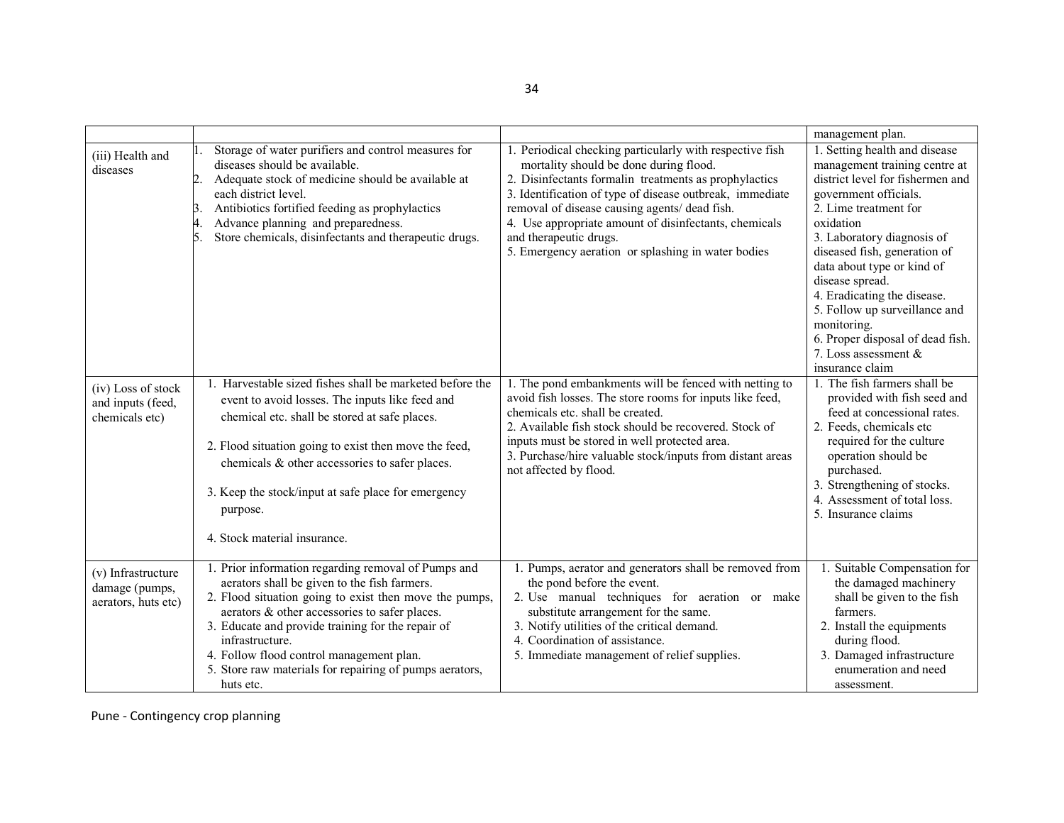| | | | |
|---|---|---|---|
| | | | management plan. |
| (iii) Health and diseases | 1. Storage of water purifiers and control measures for diseases should be available.<br>2. Adequate stock of medicine should be available at each district level.<br>3. Antibiotics fortified feeding as prophylactics<br>4. Advance planning and preparedness.<br>5. Store chemicals, disinfectants and therapeutic drugs. | 1. Periodical checking particularly with respective fish mortality should be done during flood.<br>2. Disinfectants formalin treatments as prophylactics<br>3. Identification of type of disease outbreak, immediate removal of disease causing agents/ dead fish.<br>4. Use appropriate amount of disinfectants, chemicals and therapeutic drugs.<br>5. Emergency aeration or splashing in water bodies | 1. Setting health and disease management training centre at district level for fishermen and government officials.<br>2. Lime treatment for oxidation<br>3. Laboratory diagnosis of diseased fish, generation of data about type or kind of disease spread.<br>4. Eradicating the disease.<br>5. Follow up surveillance and monitoring.<br>6. Proper disposal of dead fish.<br>7. Loss assessment & insurance claim |
| (iv) Loss of stock and inputs (feed, chemicals etc) | 1. Harvestable sized fishes shall be marketed before the event to avoid losses. The inputs like feed and chemical etc. shall be stored at safe places.<br>2. Flood situation going to exist then move the feed, chemicals & other accessories to safer places.<br>3. Keep the stock/input at safe place for emergency purpose.<br>4. Stock material insurance. | 1. The pond embankments will be fenced with netting to avoid fish losses. The store rooms for inputs like feed, chemicals etc. shall be created.<br>2. Available fish stock should be recovered. Stock of inputs must be stored in well protected area.<br>3. Purchase/hire valuable stock/inputs from distant areas not affected by flood. | 1. The fish farmers shall be provided with fish seed and feed at concessional rates.<br>2. Feeds, chemicals etc required for the culture operation should be purchased.<br>3. Strengthening of stocks.<br>4. Assessment of total loss.<br>5. Insurance claims |
| (v) Infrastructure damage (pumps, aerators, huts etc) | 1. Prior information regarding removal of Pumps and aerators shall be given to the fish farmers.<br>2. Flood situation going to exist then move the pumps, aerators & other accessories to safer places.<br>3. Educate and provide training for the repair of infrastructure.<br>4. Follow flood control management plan.<br>5. Store raw materials for repairing of pumps aerators, huts etc. | 1. Pumps, aerator and generators shall be removed from the pond before the event.<br>2. Use manual techniques for aeration or make substitute arrangement for the same.<br>3. Notify utilities of the critical demand.<br>4. Coordination of assistance.<br>5. Immediate management of relief supplies. | 1. Suitable Compensation for the damaged machinery shall be given to the fish farmers.<br>2. Install the equipments during flood.<br>3. Damaged infrastructure enumeration and need assessment. |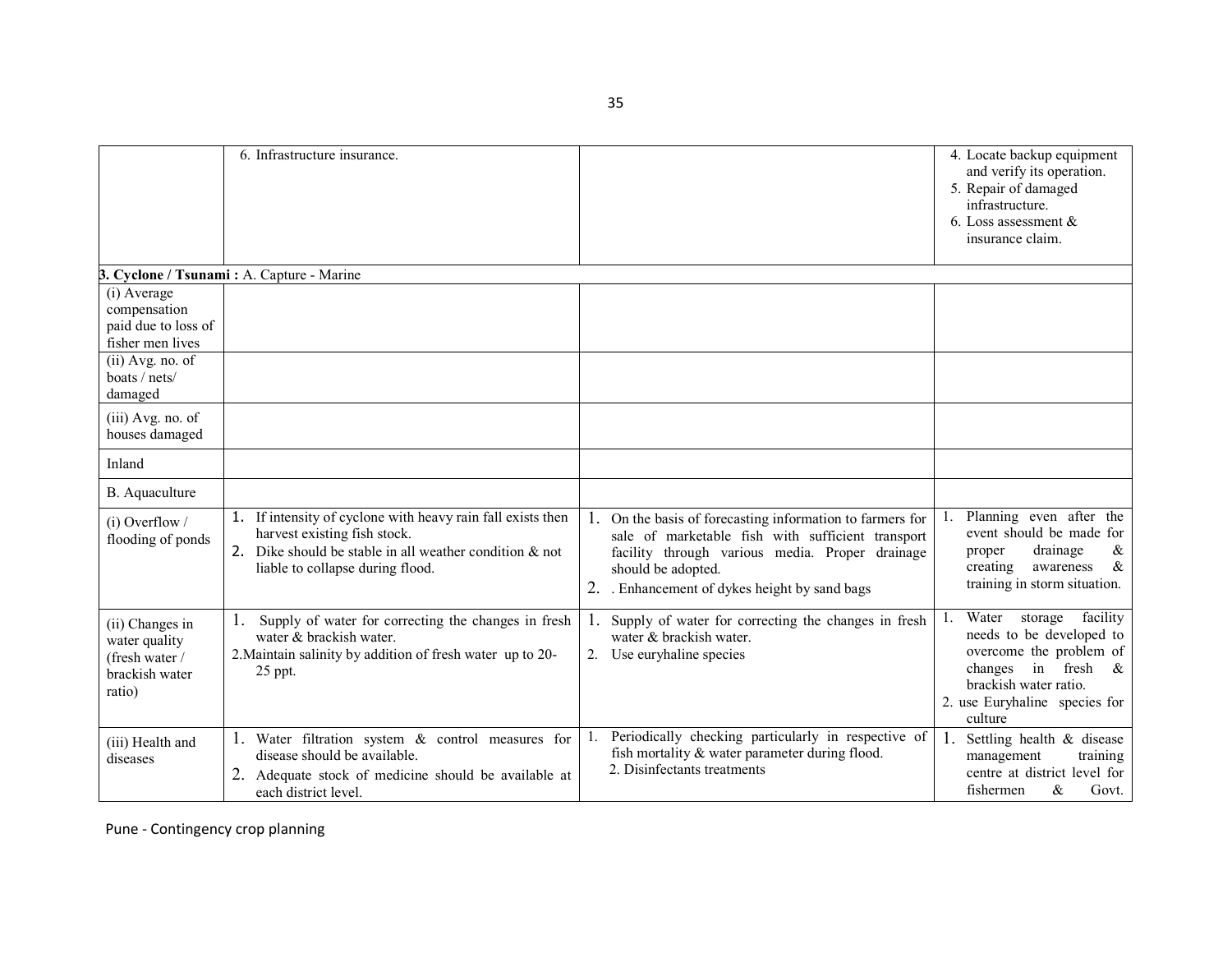| | | | |
|---|---|---|---|
| | 6. Infrastructure insurance. | | 4. Locate backup equipment and verify its operation.<br>5. Repair of damaged infrastructure.<br>6. Loss assessment & insurance claim. |
| **3. Cyclone / Tsunami :** A. Capture - Marine | | | |
| (i) Average compensation paid due to loss of fisher men lives | | | |
| (ii) Avg. no. of boats / nets/ damaged | | | |
| (iii) Avg. no. of houses damaged | | | |
| Inland | | | |
| B. Aquaculture | | | |
| (i) Overflow / flooding of ponds | 1. If intensity of cyclone with heavy rain fall exists then harvest existing fish stock.<br>2. Dike should be stable in all weather condition & not liable to collapse during flood. | 1. On the basis of forecasting information to farmers for sale of marketable fish with sufficient transport facility through various media. Proper drainage should be adopted.<br>2. . Enhancement of dykes height by sand bags | 1. Planning even after the event should be made for proper drainage & creating awareness & training in storm situation. |
| (ii) Changes in water quality (fresh water / brackish water ratio) | 1. Supply of water for correcting the changes in fresh water & brackish water.<br>2.Maintain salinity by addition of fresh water up to 20-25 ppt. | 1. Supply of water for correcting the changes in fresh water & brackish water.<br>2. Use euryhaline species | 1. Water storage facility needs to be developed to overcome the problem of changes in fresh & brackish water ratio.<br>2. use Euryhaline species for culture |
| (iii) Health and diseases | 1. Water filtration system & control measures for disease should be available.<br>2. Adequate stock of medicine should be available at each district level. | 1. Periodically checking particularly in respective of fish mortality & water parameter during flood.<br>2. Disinfectants treatments | 1. Settling health & disease management training centre at district level for fishermen & Govt. |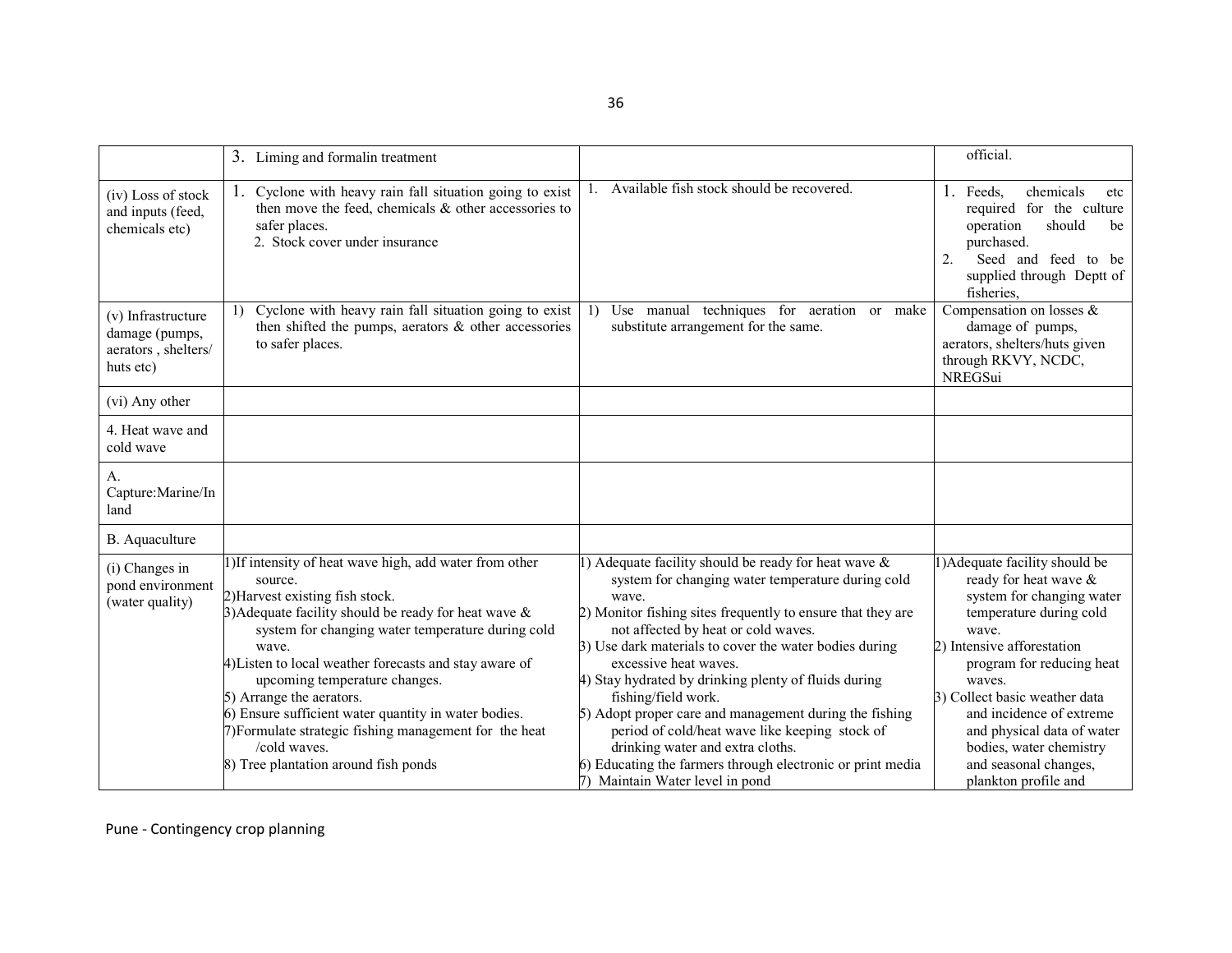|  |  |  |  |
|---|---|---|---|
|  | 3. Liming and formalin treatment |  | official. |
| (iv) Loss of stock and inputs (feed, chemicals etc) | 1. Cyclone with heavy rain fall situation going to exist then move the feed, chemicals & other accessories to safer places.<br>2. Stock cover under insurance | 1. Available fish stock should be recovered. | 1. Feeds, chemicals etc required for the culture operation should be purchased.<br>2. Seed and feed to be supplied through Deptt of fisheries, |
| (v) Infrastructure damage (pumps, aerators , shelters/ huts etc) | 1) Cyclone with heavy rain fall situation going to exist then shifted the pumps, aerators & other accessories to safer places. | 1) Use manual techniques for aeration or make substitute arrangement for the same. | Compensation on losses & damage of pumps, aerators, shelters/huts given through RKVY, NCDC, NREGSui |
| (vi) Any other |  |  |  |
| 4. Heat wave and cold wave |  |  |  |
| A. Capture:Marine/Inland |  |  |  |
| B. Aquaculture |  |  |  |
| (i) Changes in pond environment (water quality) | 1)If intensity of heat wave high, add water from other source.<br>2)Harvest existing fish stock.<br>3)Adequate facility should be ready for heat wave & system for changing water temperature during cold wave.<br>4)Listen to local weather forecasts and stay aware of upcoming temperature changes.<br>5) Arrange the aerators.<br>6) Ensure sufficient water quantity in water bodies.<br>7)Formulate strategic fishing management for the heat /cold waves.<br>8) Tree plantation around fish ponds | 1) Adequate facility should be ready for heat wave & system for changing water temperature during cold wave.<br>2) Monitor fishing sites frequently to ensure that they are not affected by heat or cold waves.<br>3) Use dark materials to cover the water bodies during excessive heat waves.<br>4) Stay hydrated by drinking plenty of fluids during fishing/field work.<br>5) Adopt proper care and management during the fishing period of cold/heat wave like keeping stock of drinking water and extra cloths.<br>6) Educating the farmers through electronic or print media<br>7) Maintain Water level in pond | 1)Adequate facility should be ready for heat wave & system for changing water temperature during cold wave.<br>2) Intensive afforestation program for reducing heat waves.<br>3) Collect basic weather data and incidence of extreme and physical data of water bodies, water chemistry and seasonal changes, plankton profile and |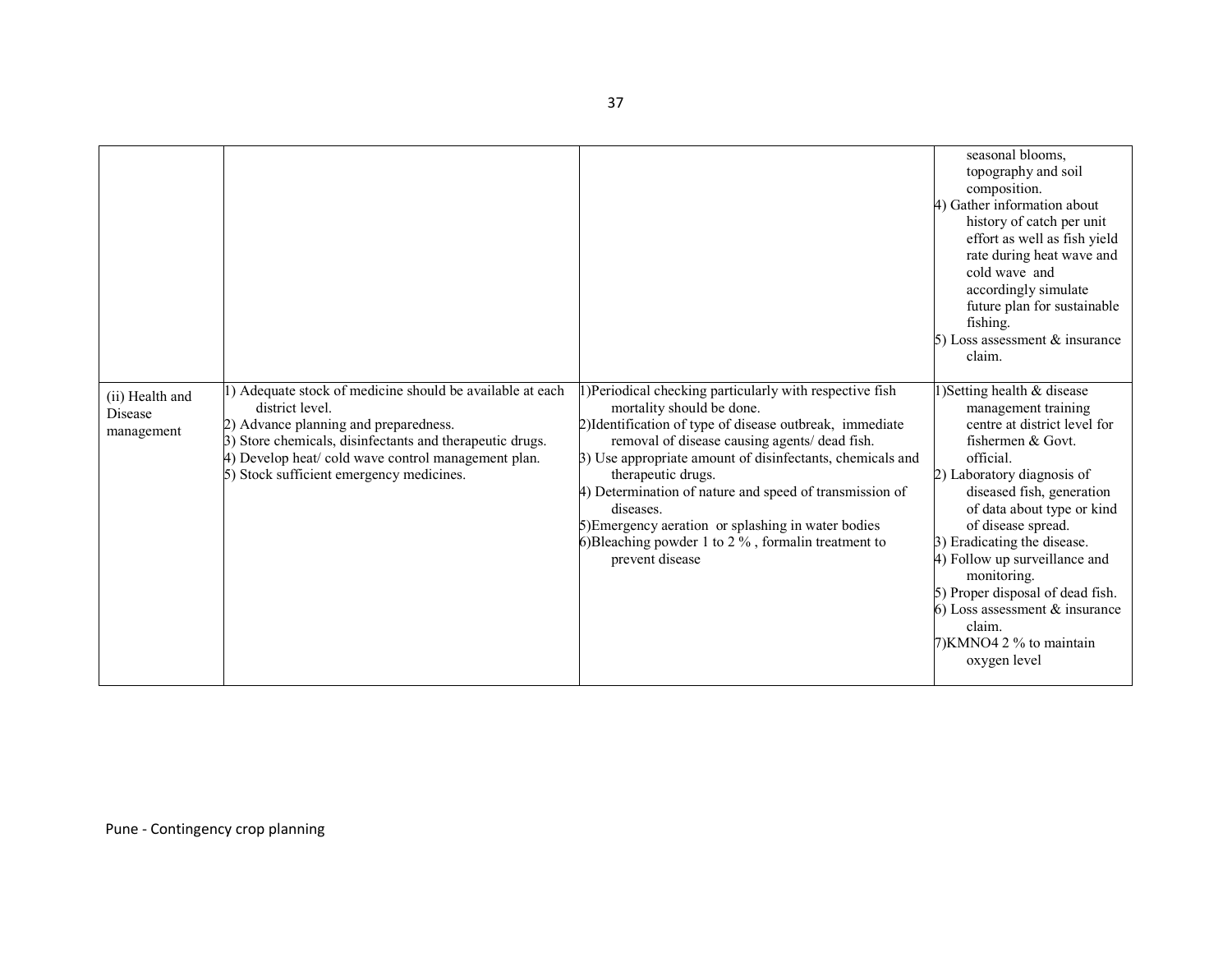| | | | |
|---|---|---|---|
| | | | seasonal blooms, topography and soil composition.<br>4) Gather information about history of catch per unit effort as well as fish yield rate during heat wave and cold wave and accordingly simulate future plan for sustainable fishing.<br>5) Loss assessment & insurance claim. |
| (ii) Health and Disease management | 1) Adequate stock of medicine should be available at each district level.<br>2) Advance planning and preparedness.<br>3) Store chemicals, disinfectants and therapeutic drugs.<br>4) Develop heat/ cold wave control management plan.<br>5) Stock sufficient emergency medicines. | 1)Periodical checking particularly with respective fish mortality should be done.<br>2)Identification of type of disease outbreak, immediate removal of disease causing agents/ dead fish.<br>3) Use appropriate amount of disinfectants, chemicals and therapeutic drugs.<br>4) Determination of nature and speed of transmission of diseases.<br>5)Emergency aeration or splashing in water bodies<br>6)Bleaching powder 1 to 2 % , formalin treatment to prevent disease | 1)Setting health & disease management training centre at district level for fishermen & Govt. official.<br>2) Laboratory diagnosis of diseased fish, generation of data about type or kind of disease spread.<br>3) Eradicating the disease.<br>4) Follow up surveillance and monitoring.<br>5) Proper disposal of dead fish.<br>6) Loss assessment & insurance claim.<br>7)$KMNO_4$ 2 % to maintain oxygen level |